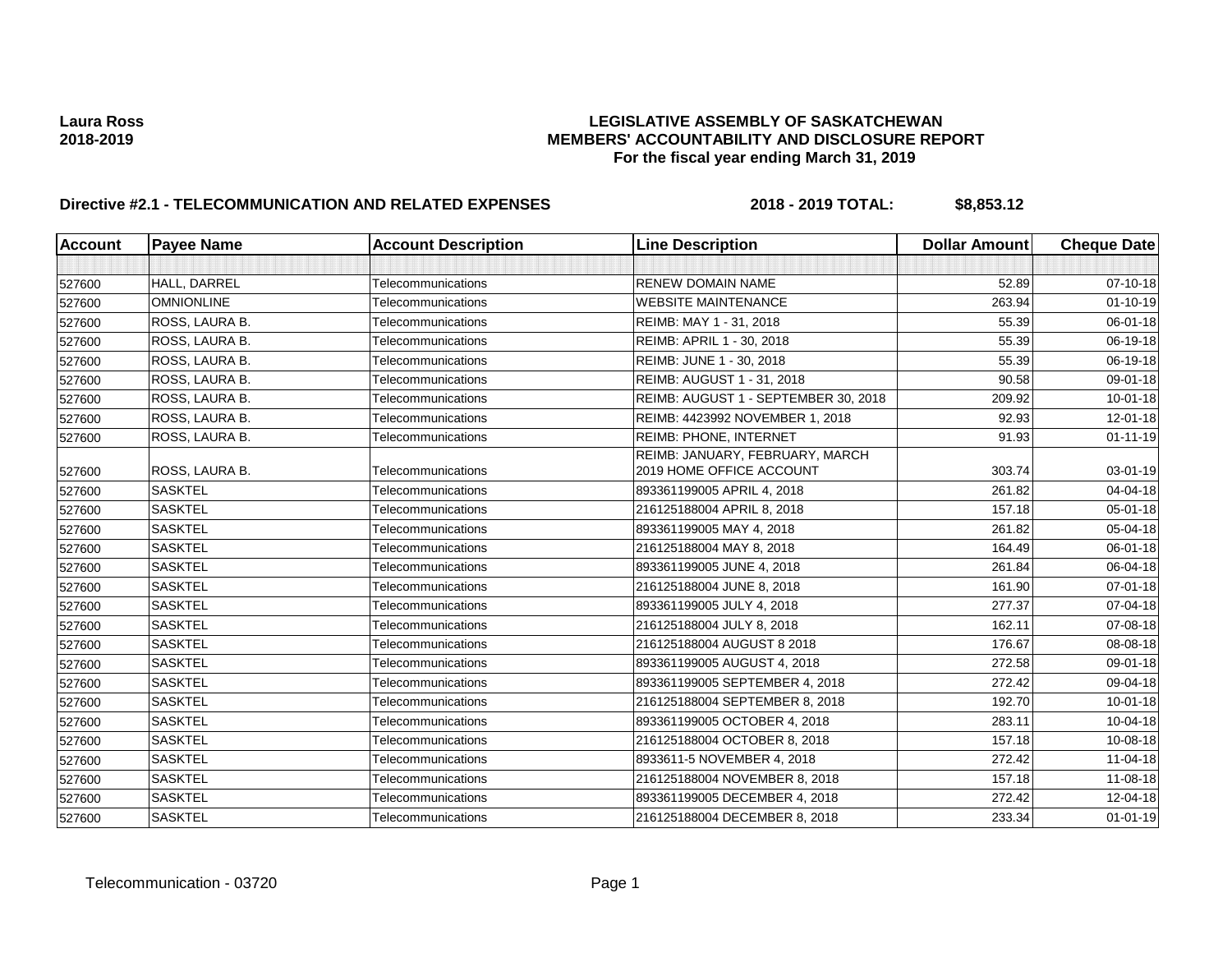**Laura Ross**
**2018-2019**

**LEGISLATIVE ASSEMBLY OF SASKATCHEWAN**
**MEMBERS' ACCOUNTABILITY AND DISCLOSURE REPORT**
**For the fiscal year ending March 31, 2019**

## Directive #2.1 - TELECOMMUNICATION AND RELATED EXPENSES — 2018 - 2019 TOTAL: $8,853.12

| Account | Payee Name | Account Description | Line Description | Dollar Amount | Cheque Date |
|---|---|---|---|---|---|
| | | | | | |
| 527600 | HALL, DARREL | Telecommunications | RENEW DOMAIN NAME | 52.89 | 07-10-18 |
| 527600 | OMNIONLINE | Telecommunications | WEBSITE MAINTENANCE | 263.94 | 01-10-19 |
| 527600 | ROSS, LAURA B. | Telecommunications | REIMB: MAY 1 - 31, 2018 | 55.39 | 06-01-18 |
| 527600 | ROSS, LAURA B. | Telecommunications | REIMB: APRIL 1 - 30, 2018 | 55.39 | 06-19-18 |
| 527600 | ROSS, LAURA B. | Telecommunications | REIMB: JUNE 1 - 30, 2018 | 55.39 | 06-19-18 |
| 527600 | ROSS, LAURA B. | Telecommunications | REIMB: AUGUST 1 - 31, 2018 | 90.58 | 09-01-18 |
| 527600 | ROSS, LAURA B. | Telecommunications | REIMB: AUGUST 1 - SEPTEMBER 30, 2018 | 209.92 | 10-01-18 |
| 527600 | ROSS, LAURA B. | Telecommunications | REIMB: 4423992 NOVEMBER 1, 2018 | 92.93 | 12-01-18 |
| 527600 | ROSS, LAURA B. | Telecommunications | REIMB: PHONE, INTERNET | 91.93 | 01-11-19 |
| 527600 | ROSS, LAURA B. | Telecommunications | REIMB: JANUARY, FEBRUARY, MARCH 2019 HOME OFFICE ACCOUNT | 303.74 | 03-01-19 |
| 527600 | SASKTEL | Telecommunications | 893361199005 APRIL 4, 2018 | 261.82 | 04-04-18 |
| 527600 | SASKTEL | Telecommunications | 216125188004 APRIL 8, 2018 | 157.18 | 05-01-18 |
| 527600 | SASKTEL | Telecommunications | 893361199005 MAY 4, 2018 | 261.82 | 05-04-18 |
| 527600 | SASKTEL | Telecommunications | 216125188004 MAY 8, 2018 | 164.49 | 06-01-18 |
| 527600 | SASKTEL | Telecommunications | 893361199005 JUNE 4, 2018 | 261.84 | 06-04-18 |
| 527600 | SASKTEL | Telecommunications | 216125188004 JUNE 8, 2018 | 161.90 | 07-01-18 |
| 527600 | SASKTEL | Telecommunications | 893361199005 JULY 4, 2018 | 277.37 | 07-04-18 |
| 527600 | SASKTEL | Telecommunications | 216125188004 JULY 8, 2018 | 162.11 | 07-08-18 |
| 527600 | SASKTEL | Telecommunications | 216125188004 AUGUST 8 2018 | 176.67 | 08-08-18 |
| 527600 | SASKTEL | Telecommunications | 893361199005 AUGUST 4, 2018 | 272.58 | 09-01-18 |
| 527600 | SASKTEL | Telecommunications | 893361199005 SEPTEMBER 4, 2018 | 272.42 | 09-04-18 |
| 527600 | SASKTEL | Telecommunications | 216125188004 SEPTEMBER 8, 2018 | 192.70 | 10-01-18 |
| 527600 | SASKTEL | Telecommunications | 893361199005 OCTOBER 4, 2018 | 283.11 | 10-04-18 |
| 527600 | SASKTEL | Telecommunications | 216125188004 OCTOBER 8, 2018 | 157.18 | 10-08-18 |
| 527600 | SASKTEL | Telecommunications | 8933611-5 NOVEMBER 4, 2018 | 272.42 | 11-04-18 |
| 527600 | SASKTEL | Telecommunications | 216125188004 NOVEMBER 8, 2018 | 157.18 | 11-08-18 |
| 527600 | SASKTEL | Telecommunications | 893361199005 DECEMBER 4, 2018 | 272.42 | 12-04-18 |
| 527600 | SASKTEL | Telecommunications | 216125188004 DECEMBER 8, 2018 | 233.34 | 01-01-19 |

Telecommunication - 03720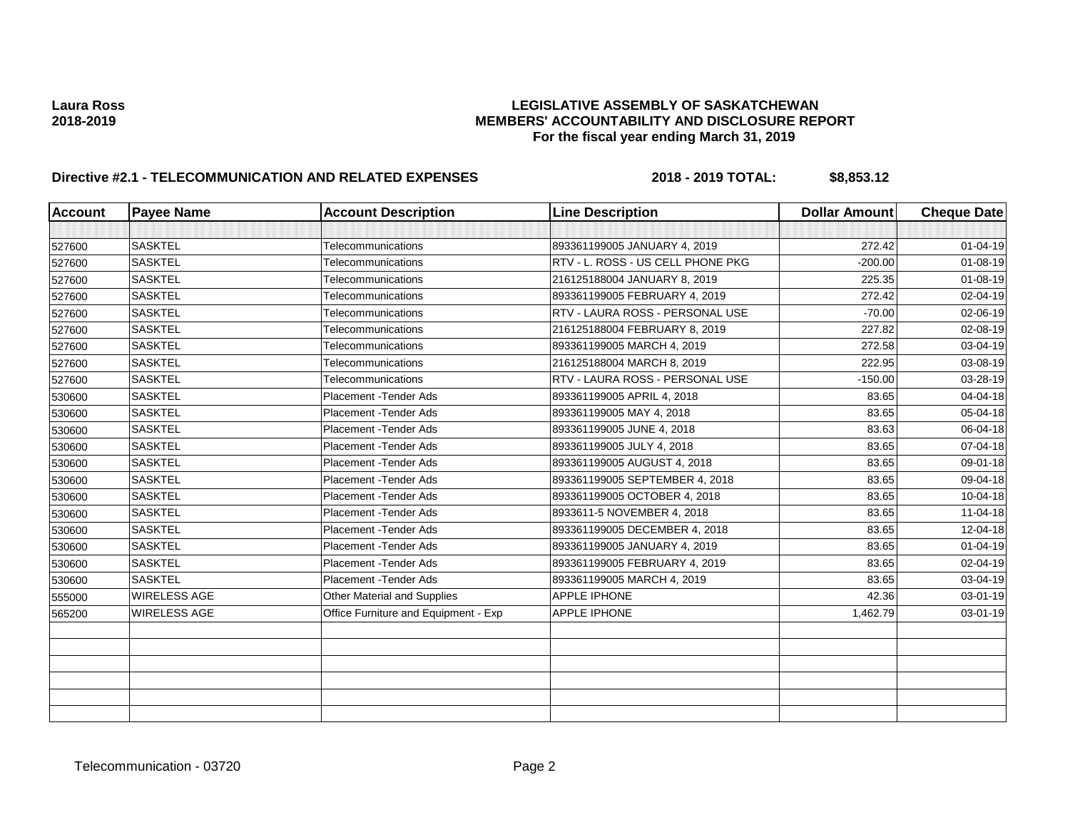**Laura Ross**
**2018-2019**

**LEGISLATIVE ASSEMBLY OF SASKATCHEWAN**
**MEMBERS' ACCOUNTABILITY AND DISCLOSURE REPORT**
**For the fiscal year ending March 31, 2019**

## Directive #2.1 - TELECOMMUNICATION AND RELATED EXPENSES — 2018 - 2019 TOTAL: $8,853.12

| Account | Payee Name | Account Description | Line Description | Dollar Amount | Cheque Date |
|---|---|---|---|---|---|
| | | | | | |
| 527600 | SASKTEL | Telecommunications | 893361199005 JANUARY 4, 2019 | 272.42 | 01-04-19 |
| 527600 | SASKTEL | Telecommunications | RTV - L. ROSS - US CELL PHONE PKG | -200.00 | 01-08-19 |
| 527600 | SASKTEL | Telecommunications | 216125188004 JANUARY 8, 2019 | 225.35 | 01-08-19 |
| 527600 | SASKTEL | Telecommunications | 893361199005 FEBRUARY 4, 2019 | 272.42 | 02-04-19 |
| 527600 | SASKTEL | Telecommunications | RTV - LAURA ROSS - PERSONAL USE | -70.00 | 02-06-19 |
| 527600 | SASKTEL | Telecommunications | 216125188004 FEBRUARY 8, 2019 | 227.82 | 02-08-19 |
| 527600 | SASKTEL | Telecommunications | 893361199005 MARCH 4, 2019 | 272.58 | 03-04-19 |
| 527600 | SASKTEL | Telecommunications | 216125188004 MARCH 8, 2019 | 222.95 | 03-08-19 |
| 527600 | SASKTEL | Telecommunications | RTV - LAURA ROSS - PERSONAL USE | -150.00 | 03-28-19 |
| 530600 | SASKTEL | Placement -Tender Ads | 893361199005 APRIL 4, 2018 | 83.65 | 04-04-18 |
| 530600 | SASKTEL | Placement -Tender Ads | 893361199005 MAY 4, 2018 | 83.65 | 05-04-18 |
| 530600 | SASKTEL | Placement -Tender Ads | 893361199005 JUNE 4, 2018 | 83.63 | 06-04-18 |
| 530600 | SASKTEL | Placement -Tender Ads | 893361199005 JULY 4, 2018 | 83.65 | 07-04-18 |
| 530600 | SASKTEL | Placement -Tender Ads | 893361199005 AUGUST 4, 2018 | 83.65 | 09-01-18 |
| 530600 | SASKTEL | Placement -Tender Ads | 893361199005 SEPTEMBER 4, 2018 | 83.65 | 09-04-18 |
| 530600 | SASKTEL | Placement -Tender Ads | 893361199005 OCTOBER 4, 2018 | 83.65 | 10-04-18 |
| 530600 | SASKTEL | Placement -Tender Ads | 8933611-5 NOVEMBER 4, 2018 | 83.65 | 11-04-18 |
| 530600 | SASKTEL | Placement -Tender Ads | 893361199005 DECEMBER 4, 2018 | 83.65 | 12-04-18 |
| 530600 | SASKTEL | Placement -Tender Ads | 893361199005 JANUARY 4, 2019 | 83.65 | 01-04-19 |
| 530600 | SASKTEL | Placement -Tender Ads | 893361199005 FEBRUARY 4, 2019 | 83.65 | 02-04-19 |
| 530600 | SASKTEL | Placement -Tender Ads | 893361199005 MARCH 4, 2019 | 83.65 | 03-04-19 |
| 555000 | WIRELESS AGE | Other Material and Supplies | APPLE IPHONE | 42.36 | 03-01-19 |
| 565200 | WIRELESS AGE | Office Furniture and Equipment - Exp | APPLE IPHONE | 1,462.79 | 03-01-19 |
| | | | | | |
| | | | | | |
| | | | | | |
| | | | | | |
| | | | | | |
| | | | | | |

Telecommunication - 03720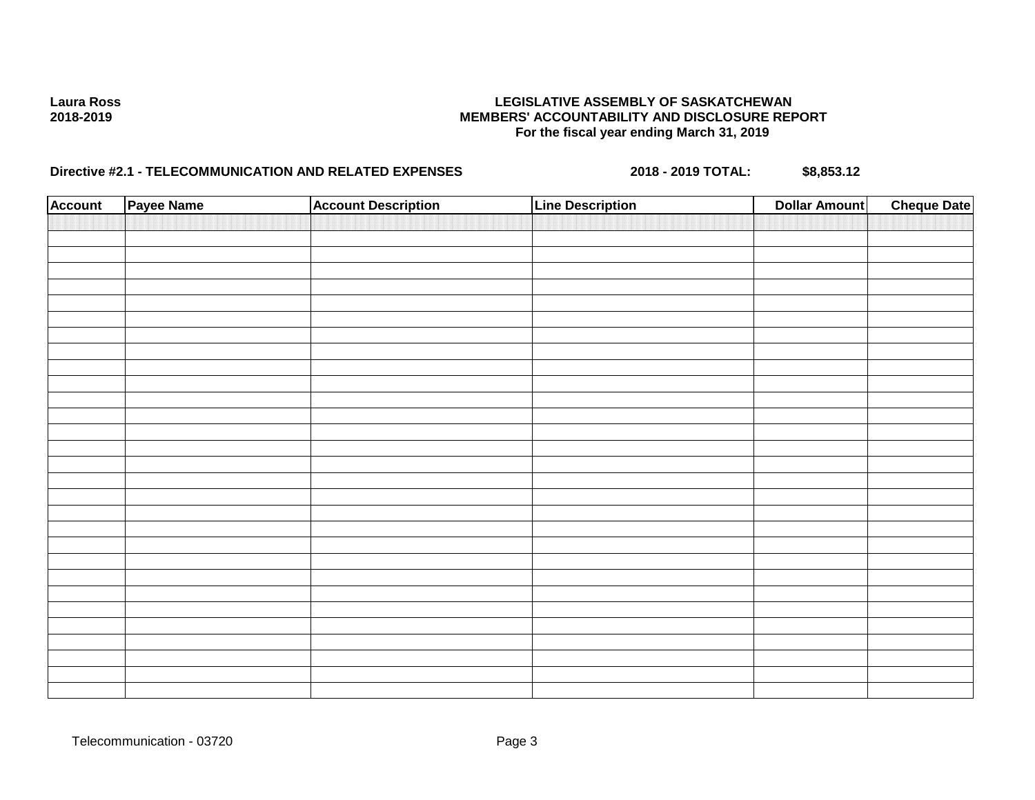**Laura Ross**
**2018-2019**

**LEGISLATIVE ASSEMBLY OF SASKATCHEWAN**
**MEMBERS' ACCOUNTABILITY AND DISCLOSURE REPORT**
**For the fiscal year ending March 31, 2019**

**Directive #2.1 - TELECOMMUNICATION AND RELATED EXPENSES** **2018 - 2019 TOTAL: $8,853.12**

| Account | Payee Name | Account Description | Line Description | Dollar Amount | Cheque Date |
|---|---|---|---|---|---|
| | | | | | |

Telecommunication - 03720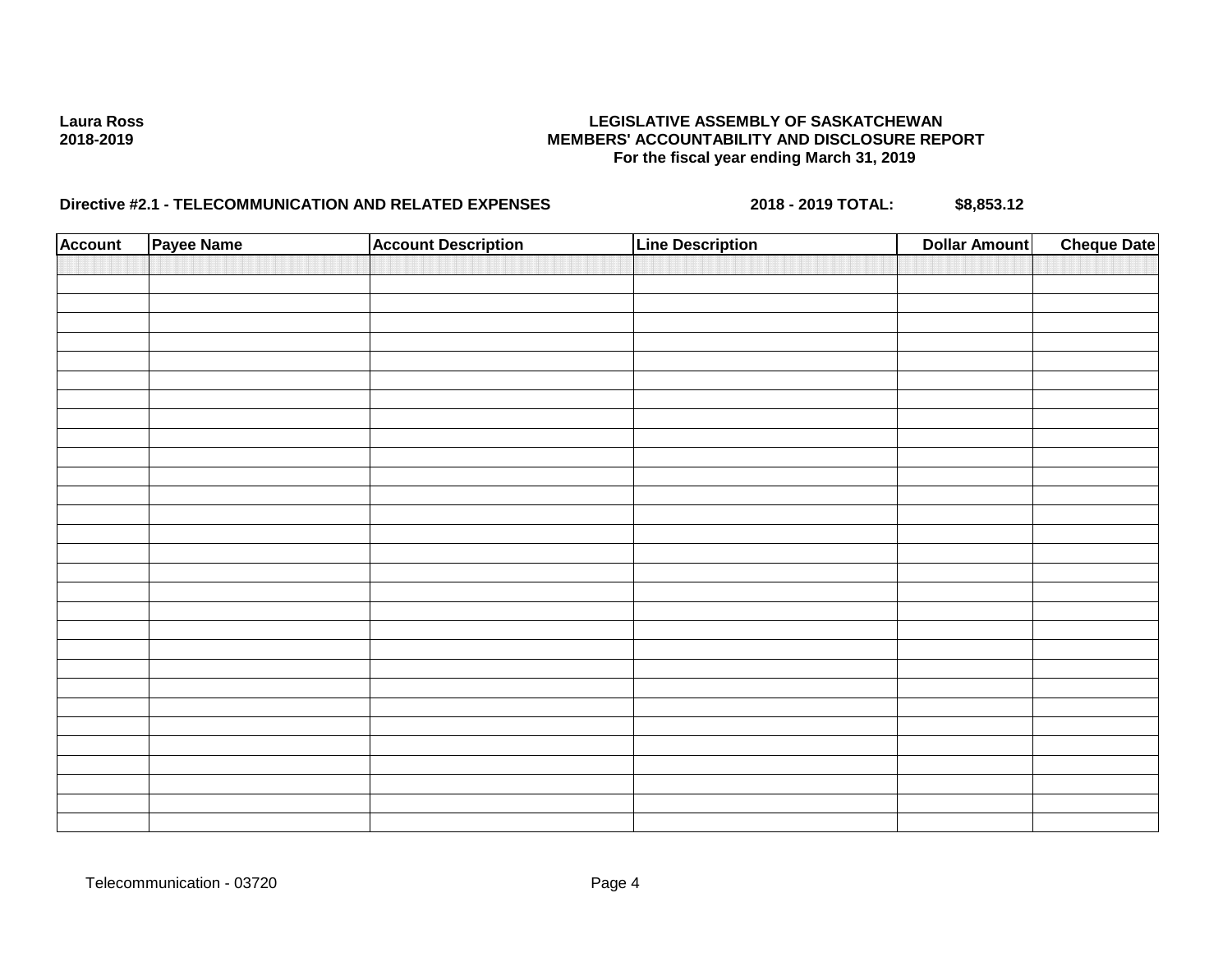**Laura Ross**
**2018-2019**

**LEGISLATIVE ASSEMBLY OF SASKATCHEWAN**
**MEMBERS' ACCOUNTABILITY AND DISCLOSURE REPORT**
**For the fiscal year ending March 31, 2019**

**Directive #2.1 - TELECOMMUNICATION AND RELATED EXPENSES** **2018 - 2019 TOTAL:** **$8,853.12**

| Account | Payee Name | Account Description | Line Description | Dollar Amount | Cheque Date |
|---|---|---|---|---|---|
| | | | | | |

Telecommunication - 03720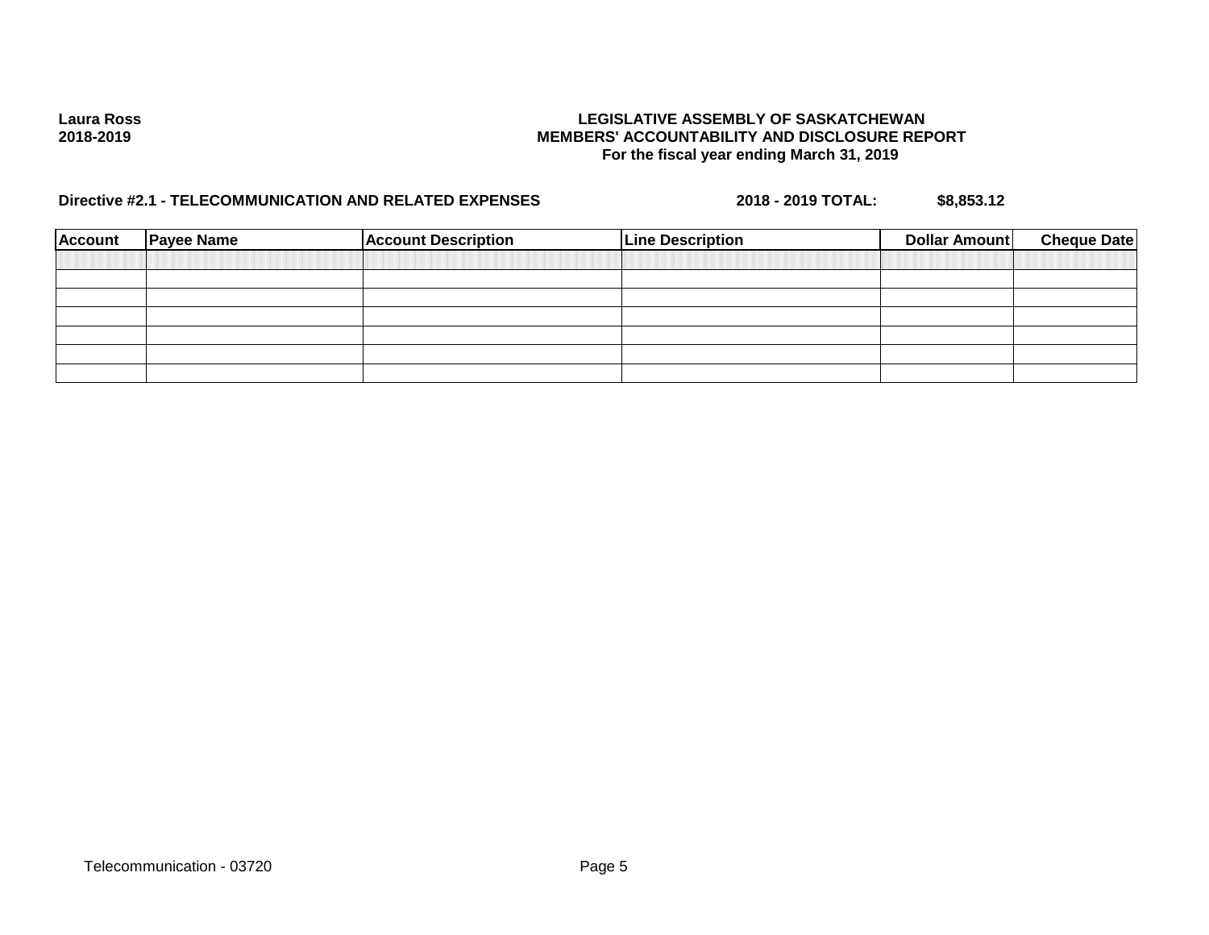**Laura Ross**
**2018-2019**

**LEGISLATIVE ASSEMBLY OF SASKATCHEWAN**
**MEMBERS' ACCOUNTABILITY AND DISCLOSURE REPORT**
**For the fiscal year ending March 31, 2019**

**Directive #2.1 - TELECOMMUNICATION AND RELATED EXPENSES** **2018 - 2019 TOTAL:** **$8,853.12**

| Account | Payee Name | Account Description | Line Description | Dollar Amount | Cheque Date |
|---|---|---|---|---|---|
| | | | | | |
| | | | | | |
| | | | | | |
| | | | | | |
| | | | | | |
| | | | | | |
| | | | | | |

Telecommunication - 03720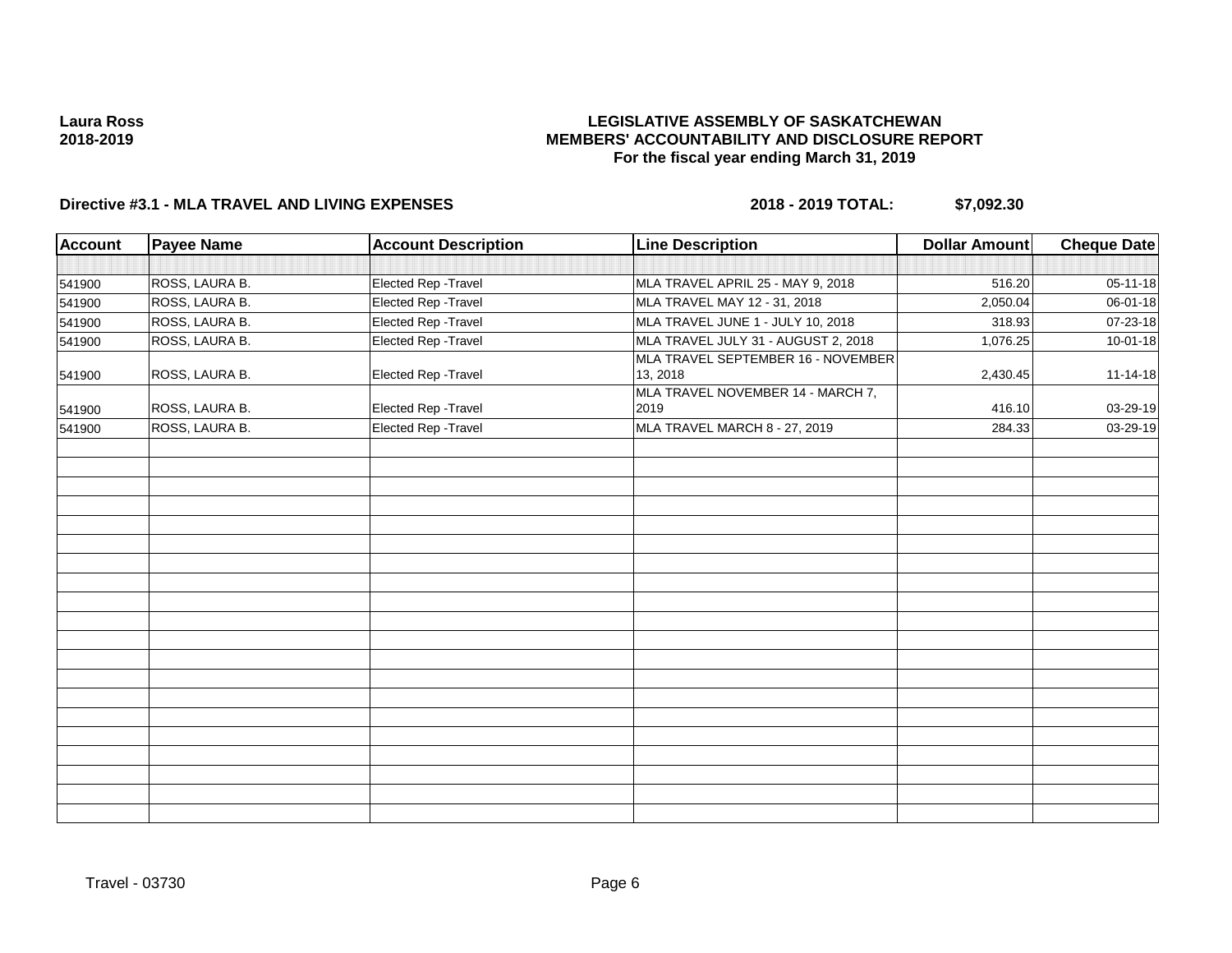**Laura Ross**
**2018-2019**

**LEGISLATIVE ASSEMBLY OF SASKATCHEWAN**
**MEMBERS' ACCOUNTABILITY AND DISCLOSURE REPORT**
**For the fiscal year ending March 31, 2019**

**Directive #3.1 - MLA TRAVEL AND LIVING EXPENSES** **2018 - 2019 TOTAL: $7,092.30**

| Account | Payee Name | Account Description | Line Description | Dollar Amount | Cheque Date |
|---|---|---|---|---|---|
| | | | | | |
| 541900 | ROSS, LAURA B. | Elected Rep -Travel | MLA TRAVEL APRIL 25 - MAY 9, 2018 | 516.20 | 05-11-18 |
| 541900 | ROSS, LAURA B. | Elected Rep -Travel | MLA TRAVEL MAY 12 - 31, 2018 | 2,050.04 | 06-01-18 |
| 541900 | ROSS, LAURA B. | Elected Rep -Travel | MLA TRAVEL JUNE 1 - JULY 10, 2018 | 318.93 | 07-23-18 |
| 541900 | ROSS, LAURA B. | Elected Rep -Travel | MLA TRAVEL JULY 31 - AUGUST 2, 2018 | 1,076.25 | 10-01-18 |
| 541900 | ROSS, LAURA B. | Elected Rep -Travel | MLA TRAVEL SEPTEMBER 16 - NOVEMBER 13, 2018 | 2,430.45 | 11-14-18 |
| 541900 | ROSS, LAURA B. | Elected Rep -Travel | MLA TRAVEL NOVEMBER 14 - MARCH 7, 2019 | 416.10 | 03-29-19 |
| 541900 | ROSS, LAURA B. | Elected Rep -Travel | MLA TRAVEL MARCH 8 - 27, 2019 | 284.33 | 03-29-19 |

Travel - 03730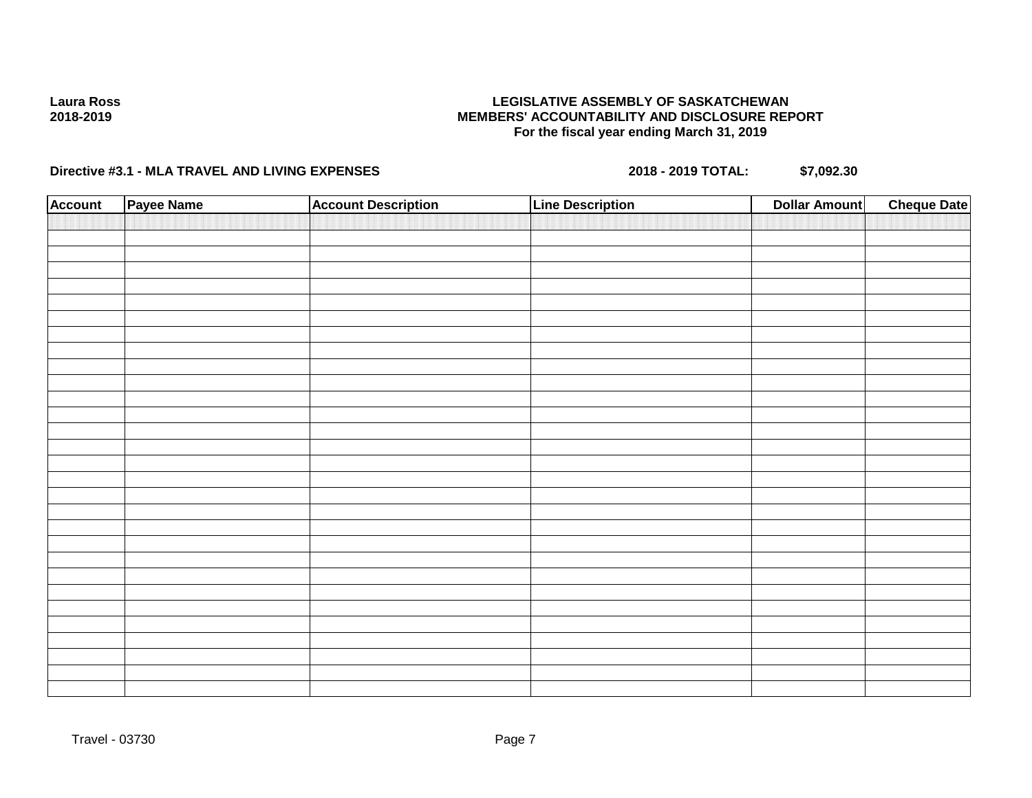**Laura Ross**
**2018-2019**

**LEGISLATIVE ASSEMBLY OF SASKATCHEWAN**
**MEMBERS' ACCOUNTABILITY AND DISCLOSURE REPORT**
**For the fiscal year ending March 31, 2019**

**Directive #3.1 - MLA TRAVEL AND LIVING EXPENSES** **2018 - 2019 TOTAL: $7,092.30**

| Account | Payee Name | Account Description | Line Description | Dollar Amount | Cheque Date |
|---|---|---|---|---|---|
| | | | | | |

Travel - 03730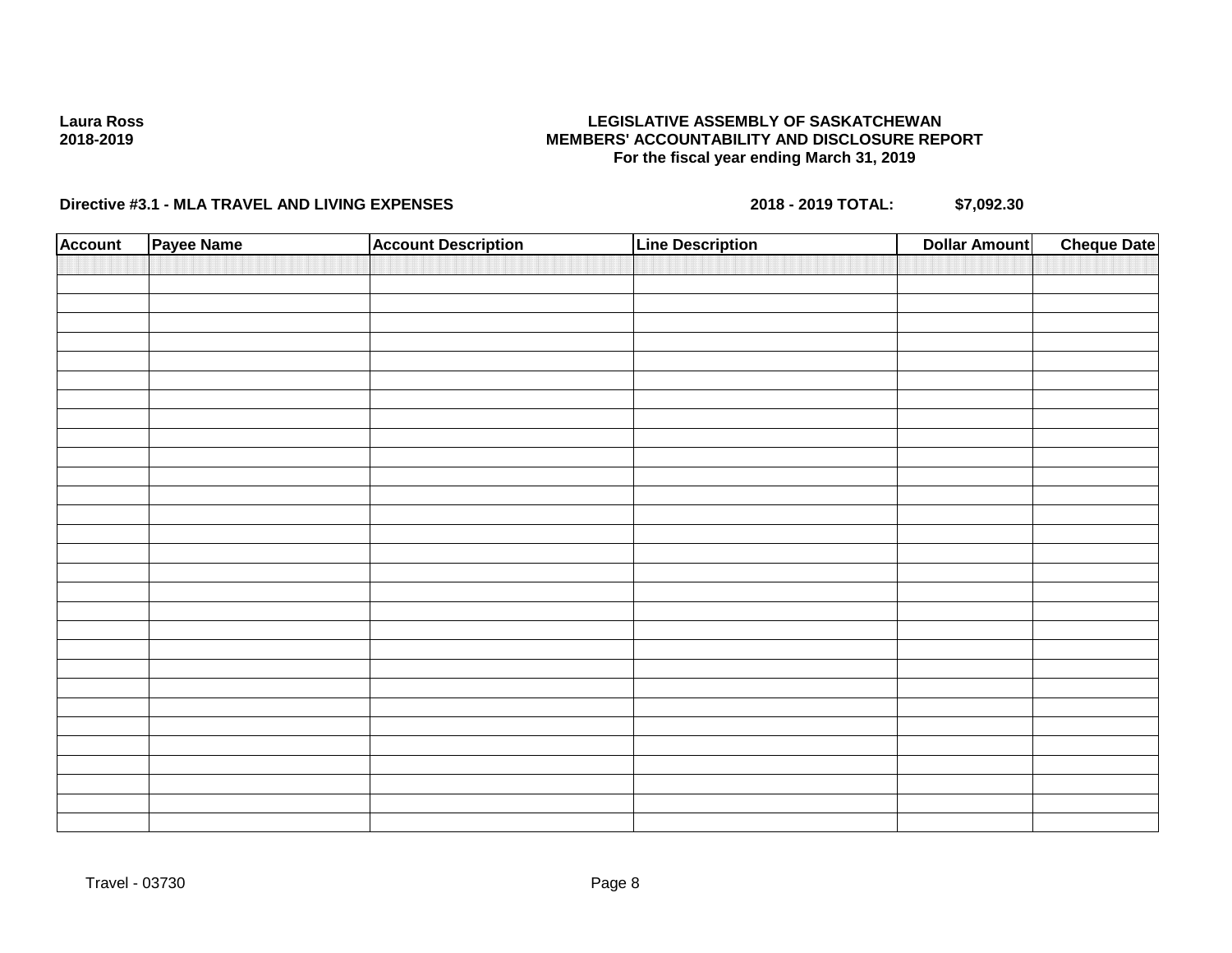**Laura Ross**
**2018-2019**

**LEGISLATIVE ASSEMBLY OF SASKATCHEWAN**
**MEMBERS' ACCOUNTABILITY AND DISCLOSURE REPORT**
**For the fiscal year ending March 31, 2019**

**Directive #3.1 - MLA TRAVEL AND LIVING EXPENSES** **2018 - 2019 TOTAL: $7,092.30**

| Account | Payee Name | Account Description | Line Description | Dollar Amount | Cheque Date |
|---|---|---|---|---|---|
| | | | | | |

Travel - 03730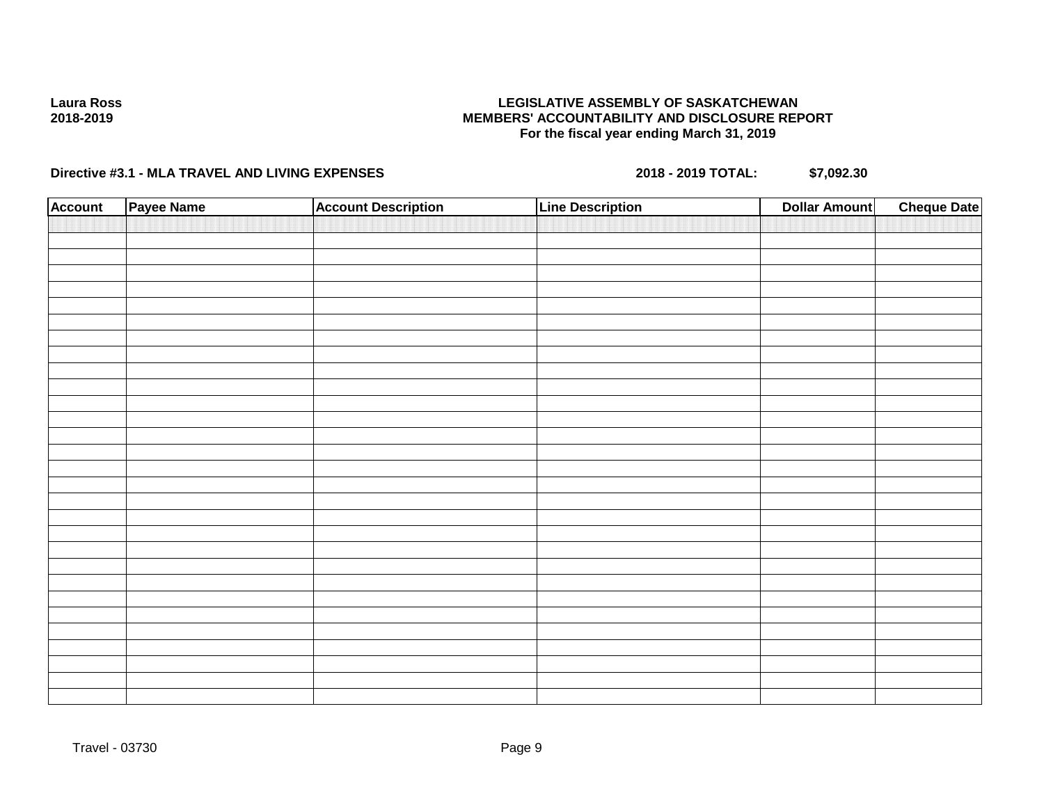**Laura Ross**
**2018-2019**

**LEGISLATIVE ASSEMBLY OF SASKATCHEWAN**
**MEMBERS' ACCOUNTABILITY AND DISCLOSURE REPORT**
**For the fiscal year ending March 31, 2019**

**Directive #3.1 - MLA TRAVEL AND LIVING EXPENSES** **2018 - 2019 TOTAL: $7,092.30**

| Account | Payee Name | Account Description | Line Description | Dollar Amount | Cheque Date |
|---|---|---|---|---|---|
| | | | | | |

Travel - 03730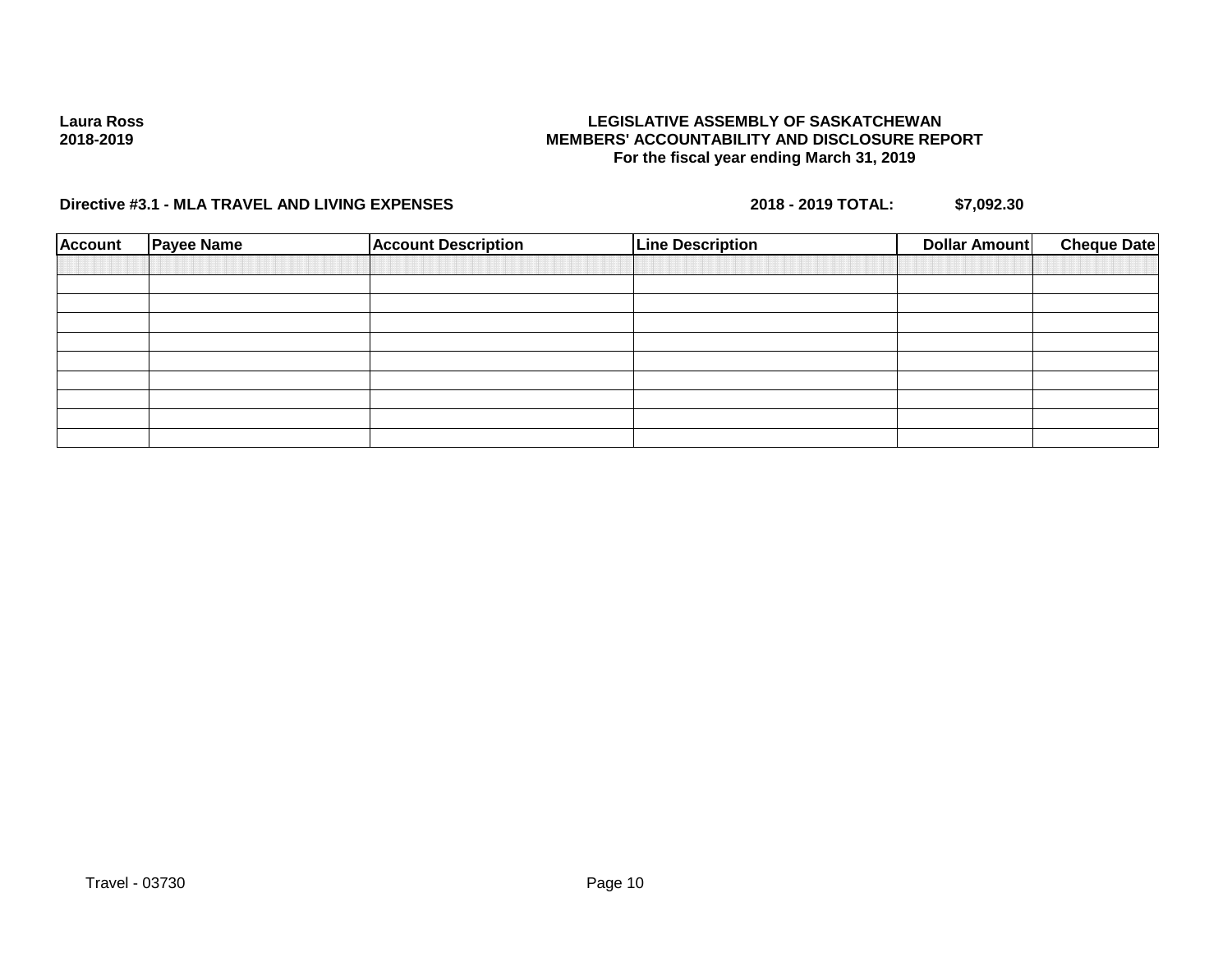**Laura Ross**
**2018-2019**

**LEGISLATIVE ASSEMBLY OF SASKATCHEWAN**
**MEMBERS' ACCOUNTABILITY AND DISCLOSURE REPORT**
**For the fiscal year ending March 31, 2019**

**Directive #3.1 - MLA TRAVEL AND LIVING EXPENSES** **2018 - 2019 TOTAL:** **$7,092.30**

| Account | Payee Name | Account Description | Line Description | Dollar Amount | Cheque Date |
|---|---|---|---|---|---|
| | | | | | |
| | | | | | |
| | | | | | |
| | | | | | |
| | | | | | |
| | | | | | |
| | | | | | |
| | | | | | |
| | | | | | |
| | | | | | |

Travel - 03730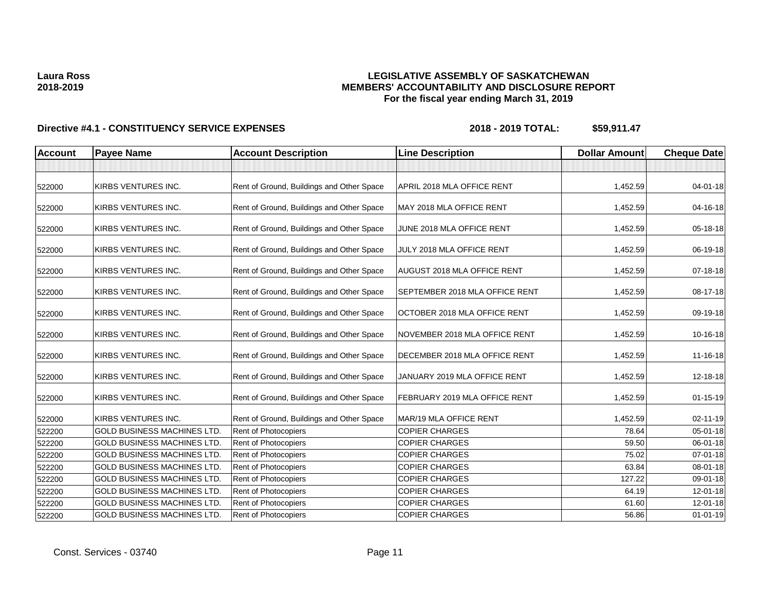**Laura Ross**
**2018-2019**

# LEGISLATIVE ASSEMBLY OF SASKATCHEWAN
## MEMBERS' ACCOUNTABILITY AND DISCLOSURE REPORT
### For the fiscal year ending March 31, 2019

**Directive #4.1 - CONSTITUENCY SERVICE EXPENSES** **2018 - 2019 TOTAL: $59,911.47**

| Account | Payee Name | Account Description | Line Description | Dollar Amount | Cheque Date |
|---|---|---|---|---|---|
| | | | | | |
| 522000 | KIRBS VENTURES INC. | Rent of Ground, Buildings and Other Space | APRIL 2018 MLA OFFICE RENT | 1,452.59 | 04-01-18 |
| 522000 | KIRBS VENTURES INC. | Rent of Ground, Buildings and Other Space | MAY 2018 MLA OFFICE RENT | 1,452.59 | 04-16-18 |
| 522000 | KIRBS VENTURES INC. | Rent of Ground, Buildings and Other Space | JUNE 2018 MLA OFFICE RENT | 1,452.59 | 05-18-18 |
| 522000 | KIRBS VENTURES INC. | Rent of Ground, Buildings and Other Space | JULY 2018 MLA OFFICE RENT | 1,452.59 | 06-19-18 |
| 522000 | KIRBS VENTURES INC. | Rent of Ground, Buildings and Other Space | AUGUST 2018 MLA OFFICE RENT | 1,452.59 | 07-18-18 |
| 522000 | KIRBS VENTURES INC. | Rent of Ground, Buildings and Other Space | SEPTEMBER 2018 MLA OFFICE RENT | 1,452.59 | 08-17-18 |
| 522000 | KIRBS VENTURES INC. | Rent of Ground, Buildings and Other Space | OCTOBER 2018 MLA OFFICE RENT | 1,452.59 | 09-19-18 |
| 522000 | KIRBS VENTURES INC. | Rent of Ground, Buildings and Other Space | NOVEMBER 2018 MLA OFFICE RENT | 1,452.59 | 10-16-18 |
| 522000 | KIRBS VENTURES INC. | Rent of Ground, Buildings and Other Space | DECEMBER 2018 MLA OFFICE RENT | 1,452.59 | 11-16-18 |
| 522000 | KIRBS VENTURES INC. | Rent of Ground, Buildings and Other Space | JANUARY 2019 MLA OFFICE RENT | 1,452.59 | 12-18-18 |
| 522000 | KIRBS VENTURES INC. | Rent of Ground, Buildings and Other Space | FEBRUARY 2019 MLA OFFICE RENT | 1,452.59 | 01-15-19 |
| 522000 | KIRBS VENTURES INC. | Rent of Ground, Buildings and Other Space | MAR/19 MLA OFFICE RENT | 1,452.59 | 02-11-19 |
| 522200 | GOLD BUSINESS MACHINES LTD. | Rent of Photocopiers | COPIER CHARGES | 78.64 | 05-01-18 |
| 522200 | GOLD BUSINESS MACHINES LTD. | Rent of Photocopiers | COPIER CHARGES | 59.50 | 06-01-18 |
| 522200 | GOLD BUSINESS MACHINES LTD. | Rent of Photocopiers | COPIER CHARGES | 75.02 | 07-01-18 |
| 522200 | GOLD BUSINESS MACHINES LTD. | Rent of Photocopiers | COPIER CHARGES | 63.84 | 08-01-18 |
| 522200 | GOLD BUSINESS MACHINES LTD. | Rent of Photocopiers | COPIER CHARGES | 127.22 | 09-01-18 |
| 522200 | GOLD BUSINESS MACHINES LTD. | Rent of Photocopiers | COPIER CHARGES | 64.19 | 12-01-18 |
| 522200 | GOLD BUSINESS MACHINES LTD. | Rent of Photocopiers | COPIER CHARGES | 61.60 | 12-01-18 |
| 522200 | GOLD BUSINESS MACHINES LTD. | Rent of Photocopiers | COPIER CHARGES | 56.86 | 01-01-19 |

Const. Services - 03740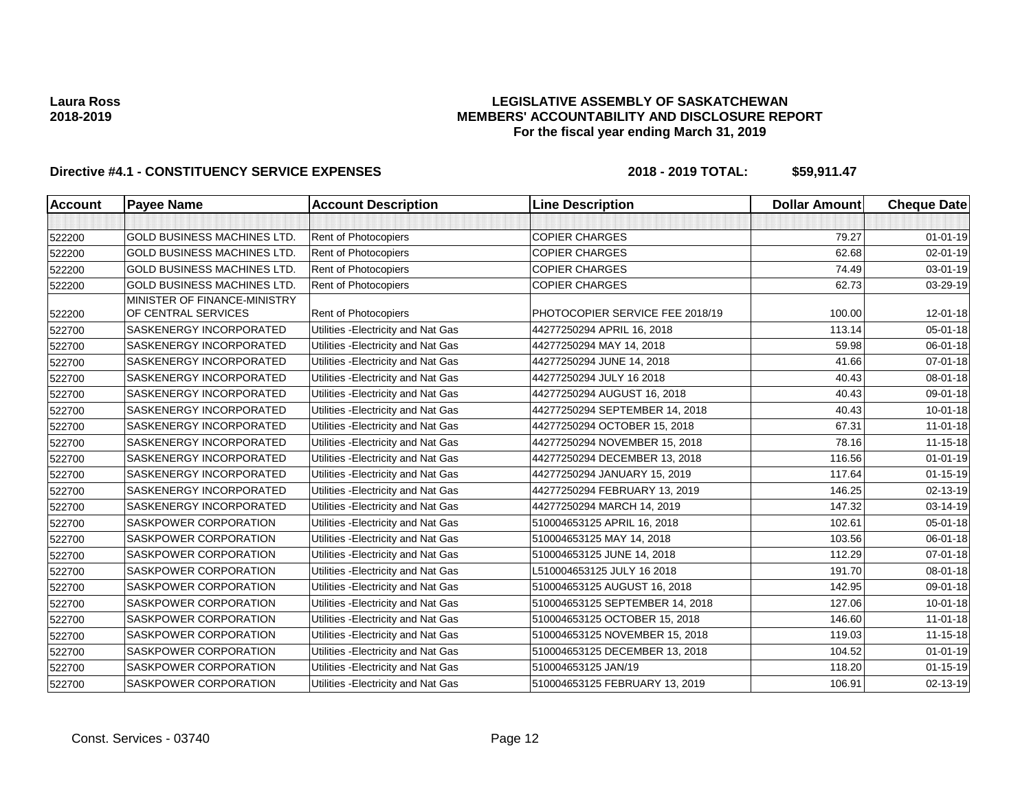**Laura Ross**
**2018-2019**

## LEGISLATIVE ASSEMBLY OF SASKATCHEWAN
## MEMBERS' ACCOUNTABILITY AND DISCLOSURE REPORT
### For the fiscal year ending March 31, 2019

**Directive #4.1 - CONSTITUENCY SERVICE EXPENSES** **2018 - 2019 TOTAL: $59,911.47**

| Account | Payee Name | Account Description | Line Description | Dollar Amount | Cheque Date |
|---|---|---|---|---|---|
| | | | | | |
| 522200 | GOLD BUSINESS MACHINES LTD. | Rent of Photocopiers | COPIER CHARGES | 79.27 | 01-01-19 |
| 522200 | GOLD BUSINESS MACHINES LTD. | Rent of Photocopiers | COPIER CHARGES | 62.68 | 02-01-19 |
| 522200 | GOLD BUSINESS MACHINES LTD. | Rent of Photocopiers | COPIER CHARGES | 74.49 | 03-01-19 |
| 522200 | GOLD BUSINESS MACHINES LTD. | Rent of Photocopiers | COPIER CHARGES | 62.73 | 03-29-19 |
| 522200 | MINISTER OF FINANCE-MINISTRY OF CENTRAL SERVICES | Rent of Photocopiers | PHOTOCOPIER SERVICE FEE 2018/19 | 100.00 | 12-01-18 |
| 522700 | SASKENERGY INCORPORATED | Utilities -Electricity and Nat Gas | 44277250294 APRIL 16, 2018 | 113.14 | 05-01-18 |
| 522700 | SASKENERGY INCORPORATED | Utilities -Electricity and Nat Gas | 44277250294 MAY 14, 2018 | 59.98 | 06-01-18 |
| 522700 | SASKENERGY INCORPORATED | Utilities -Electricity and Nat Gas | 44277250294 JUNE 14, 2018 | 41.66 | 07-01-18 |
| 522700 | SASKENERGY INCORPORATED | Utilities -Electricity and Nat Gas | 44277250294 JULY 16 2018 | 40.43 | 08-01-18 |
| 522700 | SASKENERGY INCORPORATED | Utilities -Electricity and Nat Gas | 44277250294 AUGUST 16, 2018 | 40.43 | 09-01-18 |
| 522700 | SASKENERGY INCORPORATED | Utilities -Electricity and Nat Gas | 44277250294 SEPTEMBER 14, 2018 | 40.43 | 10-01-18 |
| 522700 | SASKENERGY INCORPORATED | Utilities -Electricity and Nat Gas | 44277250294 OCTOBER 15, 2018 | 67.31 | 11-01-18 |
| 522700 | SASKENERGY INCORPORATED | Utilities -Electricity and Nat Gas | 44277250294 NOVEMBER 15, 2018 | 78.16 | 11-15-18 |
| 522700 | SASKENERGY INCORPORATED | Utilities -Electricity and Nat Gas | 44277250294 DECEMBER 13, 2018 | 116.56 | 01-01-19 |
| 522700 | SASKENERGY INCORPORATED | Utilities -Electricity and Nat Gas | 44277250294 JANUARY 15, 2019 | 117.64 | 01-15-19 |
| 522700 | SASKENERGY INCORPORATED | Utilities -Electricity and Nat Gas | 44277250294 FEBRUARY 13, 2019 | 146.25 | 02-13-19 |
| 522700 | SASKENERGY INCORPORATED | Utilities -Electricity and Nat Gas | 44277250294 MARCH 14, 2019 | 147.32 | 03-14-19 |
| 522700 | SASKPOWER CORPORATION | Utilities -Electricity and Nat Gas | 510004653125 APRIL 16, 2018 | 102.61 | 05-01-18 |
| 522700 | SASKPOWER CORPORATION | Utilities -Electricity and Nat Gas | 510004653125 MAY 14, 2018 | 103.56 | 06-01-18 |
| 522700 | SASKPOWER CORPORATION | Utilities -Electricity and Nat Gas | 510004653125 JUNE 14, 2018 | 112.29 | 07-01-18 |
| 522700 | SASKPOWER CORPORATION | Utilities -Electricity and Nat Gas | L510004653125 JULY 16 2018 | 191.70 | 08-01-18 |
| 522700 | SASKPOWER CORPORATION | Utilities -Electricity and Nat Gas | 510004653125 AUGUST 16, 2018 | 142.95 | 09-01-18 |
| 522700 | SASKPOWER CORPORATION | Utilities -Electricity and Nat Gas | 510004653125 SEPTEMBER 14, 2018 | 127.06 | 10-01-18 |
| 522700 | SASKPOWER CORPORATION | Utilities -Electricity and Nat Gas | 510004653125 OCTOBER 15, 2018 | 146.60 | 11-01-18 |
| 522700 | SASKPOWER CORPORATION | Utilities -Electricity and Nat Gas | 510004653125 NOVEMBER 15, 2018 | 119.03 | 11-15-18 |
| 522700 | SASKPOWER CORPORATION | Utilities -Electricity and Nat Gas | 510004653125 DECEMBER 13, 2018 | 104.52 | 01-01-19 |
| 522700 | SASKPOWER CORPORATION | Utilities -Electricity and Nat Gas | 510004653125 JAN/19 | 118.20 | 01-15-19 |
| 522700 | SASKPOWER CORPORATION | Utilities -Electricity and Nat Gas | 510004653125 FEBRUARY 13, 2019 | 106.91 | 02-13-19 |

Const. Services - 03740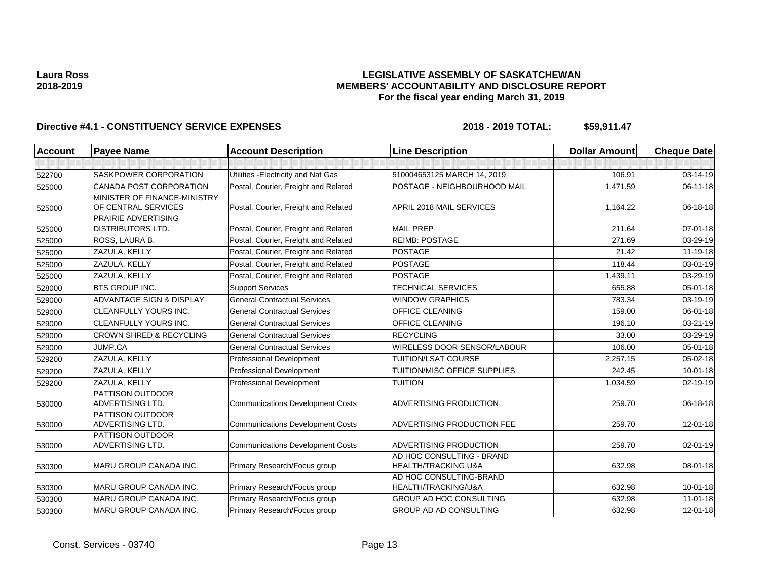**Laura Ross**
**2018-2019**

# LEGISLATIVE ASSEMBLY OF SASKATCHEWAN
## MEMBERS' ACCOUNTABILITY AND DISCLOSURE REPORT
### For the fiscal year ending March 31, 2019

**Directive #4.1 - CONSTITUENCY SERVICE EXPENSES** **2018 - 2019 TOTAL: $59,911.47**

| Account | Payee Name | Account Description | Line Description | Dollar Amount | Cheque Date |
|---|---|---|---|---|---|
| | | | | | |
| 522700 | SASKPOWER CORPORATION | Utilities -Electricity and Nat Gas | 510004653125 MARCH 14, 2019 | 106.91 | 03-14-19 |
| 525000 | CANADA POST CORPORATION | Postal, Courier, Freight and Related | POSTAGE - NEIGHBOURHOOD MAIL | 1,471.59 | 06-11-18 |
| 525000 | MINISTER OF FINANCE-MINISTRY OF CENTRAL SERVICES | Postal, Courier, Freight and Related | APRIL 2018 MAIL SERVICES | 1,164.22 | 06-18-18 |
| 525000 | PRAIRIE ADVERTISING DISTRIBUTORS LTD. | Postal, Courier, Freight and Related | MAIL PREP | 211.64 | 07-01-18 |
| 525000 | ROSS, LAURA B. | Postal, Courier, Freight and Related | REIMB: POSTAGE | 271.69 | 03-29-19 |
| 525000 | ZAZULA, KELLY | Postal, Courier, Freight and Related | POSTAGE | 21.42 | 11-19-18 |
| 525000 | ZAZULA, KELLY | Postal, Courier, Freight and Related | POSTAGE | 118.44 | 03-01-19 |
| 525000 | ZAZULA, KELLY | Postal, Courier, Freight and Related | POSTAGE | 1,439.11 | 03-29-19 |
| 528000 | BTS GROUP INC. | Support Services | TECHNICAL SERVICES | 655.88 | 05-01-18 |
| 529000 | ADVANTAGE SIGN & DISPLAY | General Contractual Services | WINDOW GRAPHICS | 783.34 | 03-19-19 |
| 529000 | CLEANFULLY YOURS INC. | General Contractual Services | OFFICE CLEANING | 159.00 | 06-01-18 |
| 529000 | CLEANFULLY YOURS INC. | General Contractual Services | OFFICE CLEANING | 196.10 | 03-21-19 |
| 529000 | CROWN SHRED & RECYCLING | General Contractual Services | RECYCLING | 33.00 | 03-29-19 |
| 529000 | JUMP.CA | General Contractual Services | WIRELESS DOOR SENSOR/LABOUR | 106.00 | 05-01-18 |
| 529200 | ZAZULA, KELLY | Professional Development | TUITION/LSAT COURSE | 2,257.15 | 05-02-18 |
| 529200 | ZAZULA, KELLY | Professional Development | TUITION/MISC OFFICE SUPPLIES | 242.45 | 10-01-18 |
| 529200 | ZAZULA, KELLY | Professional Development | TUITION | 1,034.59 | 02-19-19 |
| 530000 | PATTISON OUTDOOR ADVERTISING LTD. | Communications Development Costs | ADVERTISING PRODUCTION | 259.70 | 06-18-18 |
| 530000 | PATTISON OUTDOOR ADVERTISING LTD. | Communications Development Costs | ADVERTISING PRODUCTION FEE | 259.70 | 12-01-18 |
| 530000 | PATTISON OUTDOOR ADVERTISING LTD. | Communications Development Costs | ADVERTISING PRODUCTION | 259.70 | 02-01-19 |
| 530300 | MARU GROUP CANADA INC. | Primary Research/Focus group | AD HOC CONSULTING - BRAND HEALTH/TRACKING U&A | 632.98 | 08-01-18 |
| 530300 | MARU GROUP CANADA INC. | Primary Research/Focus group | AD HOC CONSULTING-BRAND HEALTH/TRACKING/U&A | 632.98 | 10-01-18 |
| 530300 | MARU GROUP CANADA INC. | Primary Research/Focus group | GROUP AD HOC CONSULTING | 632.98 | 11-01-18 |
| 530300 | MARU GROUP CANADA INC. | Primary Research/Focus group | GROUP AD AD CONSULTING | 632.98 | 12-01-18 |

Const. Services - 03740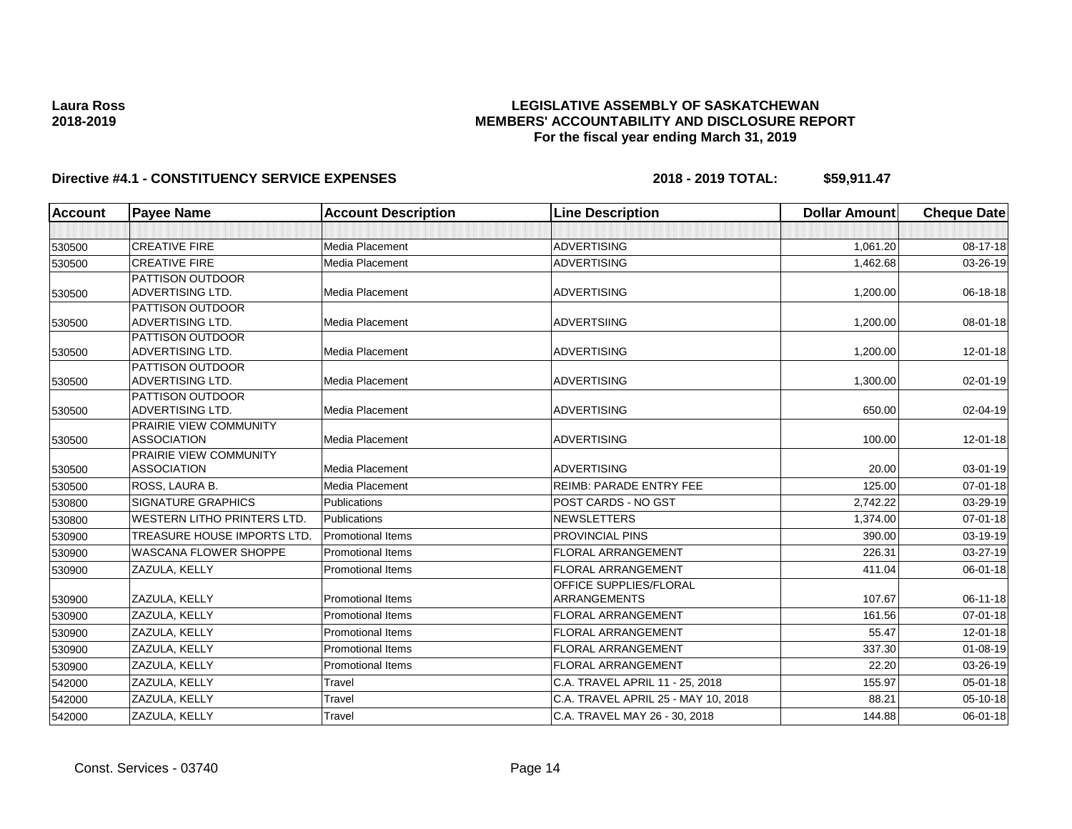**Laura Ross**
**2018-2019**

# LEGISLATIVE ASSEMBLY OF SASKATCHEWAN
## MEMBERS' ACCOUNTABILITY AND DISCLOSURE REPORT
### For the fiscal year ending March 31, 2019

**Directive #4.1 - CONSTITUENCY SERVICE EXPENSES** **2018 - 2019 TOTAL: $59,911.47**

| Account | Payee Name | Account Description | Line Description | Dollar Amount | Cheque Date |
|---|---|---|---|---|---|
| | | | | | |
| 530500 | CREATIVE FIRE | Media Placement | ADVERTISING | 1,061.20 | 08-17-18 |
| 530500 | CREATIVE FIRE | Media Placement | ADVERTISING | 1,462.68 | 03-26-19 |
| 530500 | PATTISON OUTDOOR ADVERTISING LTD. | Media Placement | ADVERTISING | 1,200.00 | 06-18-18 |
| 530500 | PATTISON OUTDOOR ADVERTISING LTD. | Media Placement | ADVERTSIING | 1,200.00 | 08-01-18 |
| 530500 | PATTISON OUTDOOR ADVERTISING LTD. | Media Placement | ADVERTISING | 1,200.00 | 12-01-18 |
| 530500 | PATTISON OUTDOOR ADVERTISING LTD. | Media Placement | ADVERTISING | 1,300.00 | 02-01-19 |
| 530500 | PATTISON OUTDOOR ADVERTISING LTD. | Media Placement | ADVERTISING | 650.00 | 02-04-19 |
| 530500 | PRAIRIE VIEW COMMUNITY ASSOCIATION | Media Placement | ADVERTISING | 100.00 | 12-01-18 |
| 530500 | PRAIRIE VIEW COMMUNITY ASSOCIATION | Media Placement | ADVERTISING | 20.00 | 03-01-19 |
| 530500 | ROSS, LAURA B. | Media Placement | REIMB: PARADE ENTRY FEE | 125.00 | 07-01-18 |
| 530800 | SIGNATURE GRAPHICS | Publications | POST CARDS - NO GST | 2,742.22 | 03-29-19 |
| 530800 | WESTERN LITHO PRINTERS LTD. | Publications | NEWSLETTERS | 1,374.00 | 07-01-18 |
| 530900 | TREASURE HOUSE IMPORTS LTD. | Promotional Items | PROVINCIAL PINS | 390.00 | 03-19-19 |
| 530900 | WASCANA FLOWER SHOPPE | Promotional Items | FLORAL ARRANGEMENT | 226.31 | 03-27-19 |
| 530900 | ZAZULA, KELLY | Promotional Items | FLORAL ARRANGEMENT | 411.04 | 06-01-18 |
| 530900 | ZAZULA, KELLY | Promotional Items | OFFICE SUPPLIES/FLORAL ARRANGEMENTS | 107.67 | 06-11-18 |
| 530900 | ZAZULA, KELLY | Promotional Items | FLORAL ARRANGEMENT | 161.56 | 07-01-18 |
| 530900 | ZAZULA, KELLY | Promotional Items | FLORAL ARRANGEMENT | 55.47 | 12-01-18 |
| 530900 | ZAZULA, KELLY | Promotional Items | FLORAL ARRANGEMENT | 337.30 | 01-08-19 |
| 530900 | ZAZULA, KELLY | Promotional Items | FLORAL ARRANGEMENT | 22.20 | 03-26-19 |
| 542000 | ZAZULA, KELLY | Travel | C.A. TRAVEL APRIL 11 - 25, 2018 | 155.97 | 05-01-18 |
| 542000 | ZAZULA, KELLY | Travel | C.A. TRAVEL APRIL 25 - MAY 10, 2018 | 88.21 | 05-10-18 |
| 542000 | ZAZULA, KELLY | Travel | C.A. TRAVEL MAY 26 - 30, 2018 | 144.88 | 06-01-18 |

Const. Services - 03740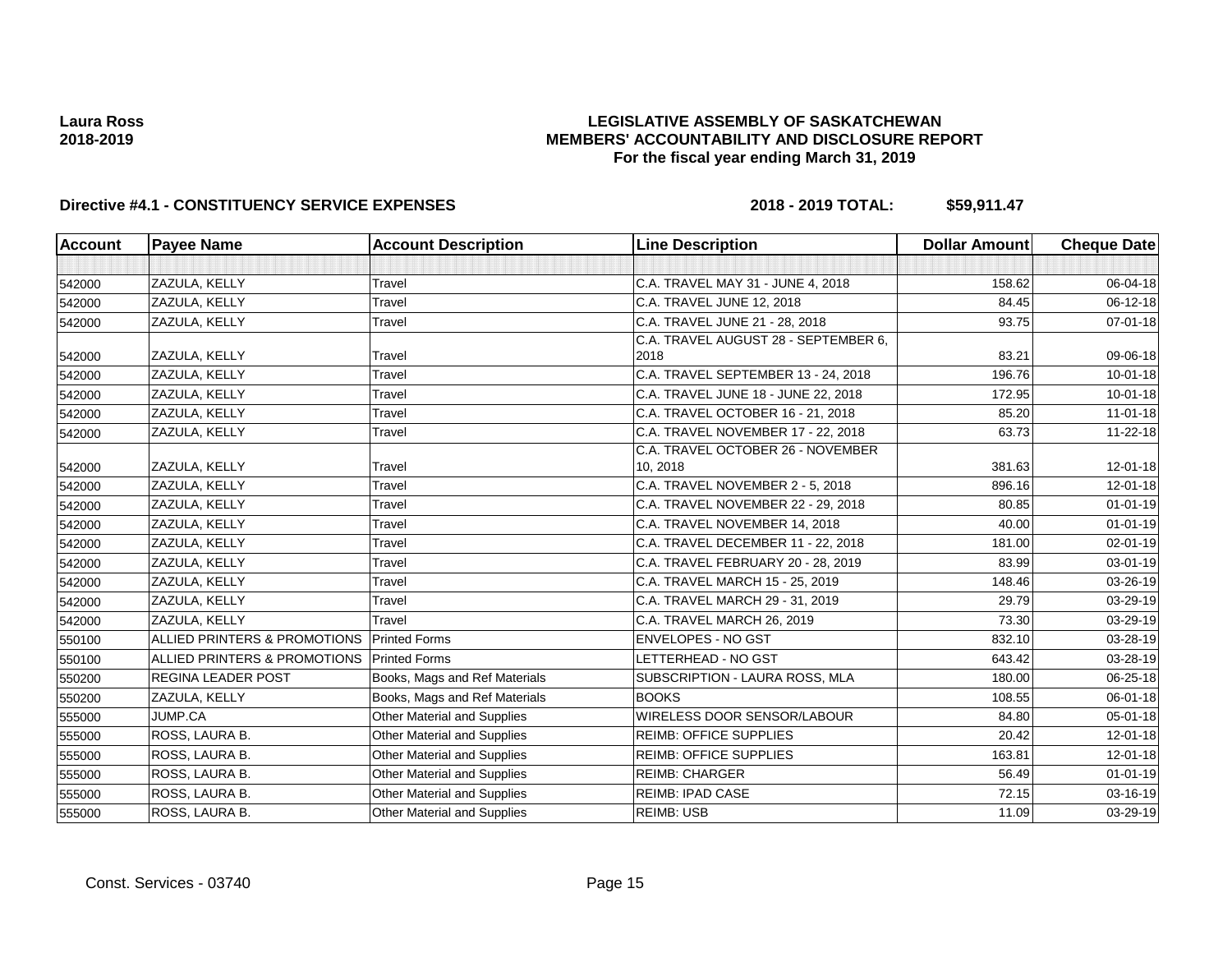**Laura Ross**
**2018-2019**

# LEGISLATIVE ASSEMBLY OF SASKATCHEWAN
## MEMBERS' ACCOUNTABILITY AND DISCLOSURE REPORT
### For the fiscal year ending March 31, 2019

**Directive #4.1 - CONSTITUENCY SERVICE EXPENSES** **2018 - 2019 TOTAL: $59,911.47**

| Account | Payee Name | Account Description | Line Description | Dollar Amount | Cheque Date |
|---|---|---|---|---|---|
| | | | | | |
| 542000 | ZAZULA, KELLY | Travel | C.A. TRAVEL MAY 31 - JUNE 4, 2018 | 158.62 | 06-04-18 |
| 542000 | ZAZULA, KELLY | Travel | C.A. TRAVEL JUNE 12, 2018 | 84.45 | 06-12-18 |
| 542000 | ZAZULA, KELLY | Travel | C.A. TRAVEL JUNE 21 - 28, 2018 | 93.75 | 07-01-18 |
| 542000 | ZAZULA, KELLY | Travel | C.A. TRAVEL AUGUST 28 - SEPTEMBER 6, 2018 | 83.21 | 09-06-18 |
| 542000 | ZAZULA, KELLY | Travel | C.A. TRAVEL SEPTEMBER 13 - 24, 2018 | 196.76 | 10-01-18 |
| 542000 | ZAZULA, KELLY | Travel | C.A. TRAVEL JUNE 18 - JUNE 22, 2018 | 172.95 | 10-01-18 |
| 542000 | ZAZULA, KELLY | Travel | C.A. TRAVEL OCTOBER 16 - 21, 2018 | 85.20 | 11-01-18 |
| 542000 | ZAZULA, KELLY | Travel | C.A. TRAVEL NOVEMBER 17 - 22, 2018 | 63.73 | 11-22-18 |
| 542000 | ZAZULA, KELLY | Travel | C.A. TRAVEL OCTOBER 26 - NOVEMBER 10, 2018 | 381.63 | 12-01-18 |
| 542000 | ZAZULA, KELLY | Travel | C.A. TRAVEL NOVEMBER 2 - 5, 2018 | 896.16 | 12-01-18 |
| 542000 | ZAZULA, KELLY | Travel | C.A. TRAVEL NOVEMBER 22 - 29, 2018 | 80.85 | 01-01-19 |
| 542000 | ZAZULA, KELLY | Travel | C.A. TRAVEL NOVEMBER 14, 2018 | 40.00 | 01-01-19 |
| 542000 | ZAZULA, KELLY | Travel | C.A. TRAVEL DECEMBER 11 - 22, 2018 | 181.00 | 02-01-19 |
| 542000 | ZAZULA, KELLY | Travel | C.A. TRAVEL FEBRUARY 20 - 28, 2019 | 83.99 | 03-01-19 |
| 542000 | ZAZULA, KELLY | Travel | C.A. TRAVEL MARCH 15 - 25, 2019 | 148.46 | 03-26-19 |
| 542000 | ZAZULA, KELLY | Travel | C.A. TRAVEL MARCH 29 - 31, 2019 | 29.79 | 03-29-19 |
| 542000 | ZAZULA, KELLY | Travel | C.A. TRAVEL MARCH 26, 2019 | 73.30 | 03-29-19 |
| 550100 | ALLIED PRINTERS & PROMOTIONS | Printed Forms | ENVELOPES - NO GST | 832.10 | 03-28-19 |
| 550100 | ALLIED PRINTERS & PROMOTIONS | Printed Forms | LETTERHEAD - NO GST | 643.42 | 03-28-19 |
| 550200 | REGINA LEADER POST | Books, Mags and Ref Materials | SUBSCRIPTION - LAURA ROSS, MLA | 180.00 | 06-25-18 |
| 550200 | ZAZULA, KELLY | Books, Mags and Ref Materials | BOOKS | 108.55 | 06-01-18 |
| 555000 | JUMP.CA | Other Material and Supplies | WIRELESS DOOR SENSOR/LABOUR | 84.80 | 05-01-18 |
| 555000 | ROSS, LAURA B. | Other Material and Supplies | REIMB: OFFICE SUPPLIES | 20.42 | 12-01-18 |
| 555000 | ROSS, LAURA B. | Other Material and Supplies | REIMB: OFFICE SUPPLIES | 163.81 | 12-01-18 |
| 555000 | ROSS, LAURA B. | Other Material and Supplies | REIMB: CHARGER | 56.49 | 01-01-19 |
| 555000 | ROSS, LAURA B. | Other Material and Supplies | REIMB: IPAD CASE | 72.15 | 03-16-19 |
| 555000 | ROSS, LAURA B. | Other Material and Supplies | REIMB: USB | 11.09 | 03-29-19 |

Const. Services - 03740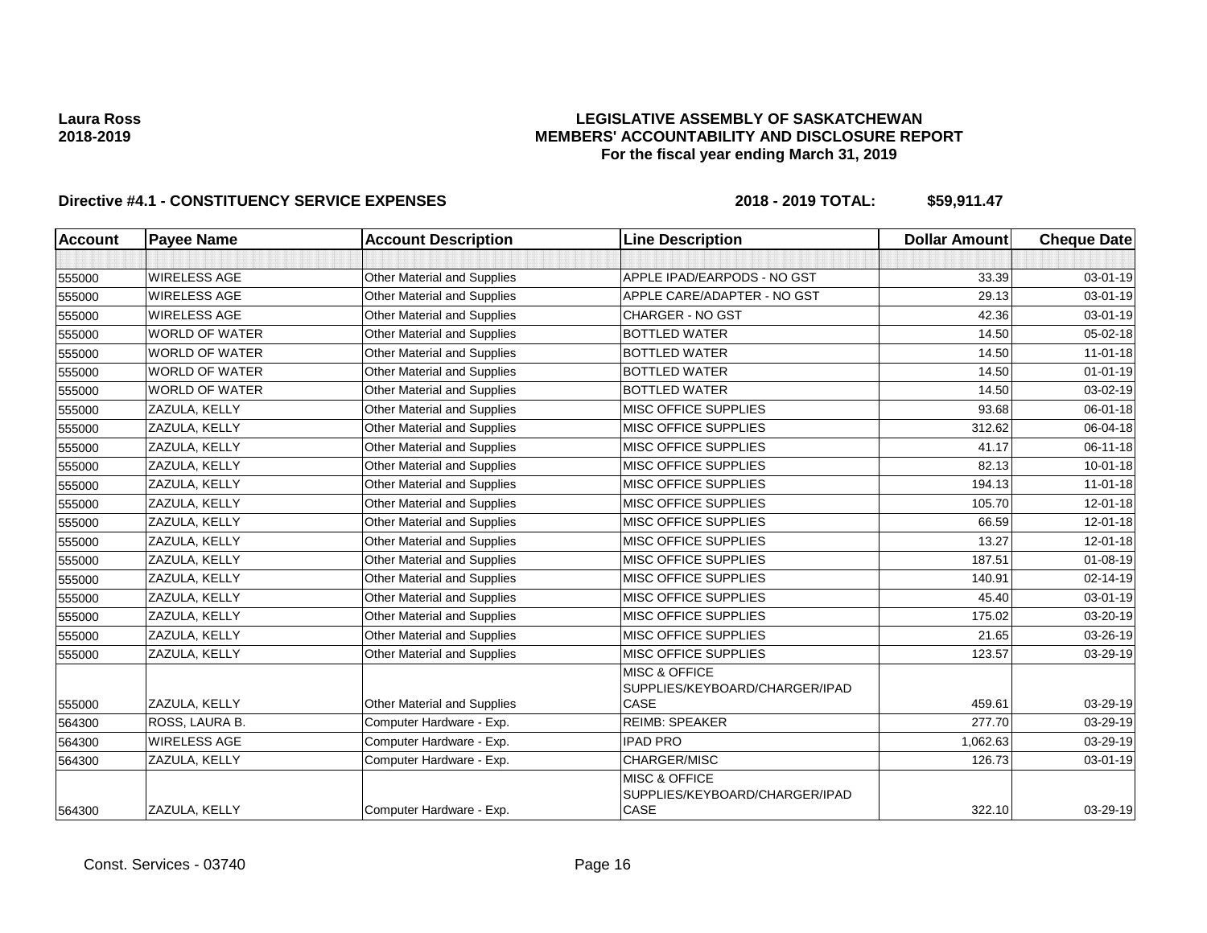**Laura Ross**
**2018-2019**

# LEGISLATIVE ASSEMBLY OF SASKATCHEWAN
## MEMBERS' ACCOUNTABILITY AND DISCLOSURE REPORT
### For the fiscal year ending March 31, 2019

**Directive #4.1 - CONSTITUENCY SERVICE EXPENSES** **2018 - 2019 TOTAL: $59,911.47**

| Account | Payee Name | Account Description | Line Description | Dollar Amount | Cheque Date |
|---|---|---|---|---|---|
| | | | | | |
| 555000 | WIRELESS AGE | Other Material and Supplies | APPLE IPAD/EARPODS - NO GST | 33.39 | 03-01-19 |
| 555000 | WIRELESS AGE | Other Material and Supplies | APPLE CARE/ADAPTER - NO GST | 29.13 | 03-01-19 |
| 555000 | WIRELESS AGE | Other Material and Supplies | CHARGER - NO GST | 42.36 | 03-01-19 |
| 555000 | WORLD OF WATER | Other Material and Supplies | BOTTLED WATER | 14.50 | 05-02-18 |
| 555000 | WORLD OF WATER | Other Material and Supplies | BOTTLED WATER | 14.50 | 11-01-18 |
| 555000 | WORLD OF WATER | Other Material and Supplies | BOTTLED WATER | 14.50 | 01-01-19 |
| 555000 | WORLD OF WATER | Other Material and Supplies | BOTTLED WATER | 14.50 | 03-02-19 |
| 555000 | ZAZULA, KELLY | Other Material and Supplies | MISC OFFICE SUPPLIES | 93.68 | 06-01-18 |
| 555000 | ZAZULA, KELLY | Other Material and Supplies | MISC OFFICE SUPPLIES | 312.62 | 06-04-18 |
| 555000 | ZAZULA, KELLY | Other Material and Supplies | MISC OFFICE SUPPLIES | 41.17 | 06-11-18 |
| 555000 | ZAZULA, KELLY | Other Material and Supplies | MISC OFFICE SUPPLIES | 82.13 | 10-01-18 |
| 555000 | ZAZULA, KELLY | Other Material and Supplies | MISC OFFICE SUPPLIES | 194.13 | 11-01-18 |
| 555000 | ZAZULA, KELLY | Other Material and Supplies | MISC OFFICE SUPPLIES | 105.70 | 12-01-18 |
| 555000 | ZAZULA, KELLY | Other Material and Supplies | MISC OFFICE SUPPLIES | 66.59 | 12-01-18 |
| 555000 | ZAZULA, KELLY | Other Material and Supplies | MISC OFFICE SUPPLIES | 13.27 | 12-01-18 |
| 555000 | ZAZULA, KELLY | Other Material and Supplies | MISC OFFICE SUPPLIES | 187.51 | 01-08-19 |
| 555000 | ZAZULA, KELLY | Other Material and Supplies | MISC OFFICE SUPPLIES | 140.91 | 02-14-19 |
| 555000 | ZAZULA, KELLY | Other Material and Supplies | MISC OFFICE SUPPLIES | 45.40 | 03-01-19 |
| 555000 | ZAZULA, KELLY | Other Material and Supplies | MISC OFFICE SUPPLIES | 175.02 | 03-20-19 |
| 555000 | ZAZULA, KELLY | Other Material and Supplies | MISC OFFICE SUPPLIES | 21.65 | 03-26-19 |
| 555000 | ZAZULA, KELLY | Other Material and Supplies | MISC OFFICE SUPPLIES | 123.57 | 03-29-19 |
| 555000 | ZAZULA, KELLY | Other Material and Supplies | MISC & OFFICE SUPPLIES/KEYBOARD/CHARGER/IPAD CASE | 459.61 | 03-29-19 |
| 564300 | ROSS, LAURA B. | Computer Hardware - Exp. | REIMB: SPEAKER | 277.70 | 03-29-19 |
| 564300 | WIRELESS AGE | Computer Hardware - Exp. | IPAD PRO | 1,062.63 | 03-29-19 |
| 564300 | ZAZULA, KELLY | Computer Hardware - Exp. | CHARGER/MISC | 126.73 | 03-01-19 |
| 564300 | ZAZULA, KELLY | Computer Hardware - Exp. | MISC & OFFICE SUPPLIES/KEYBOARD/CHARGER/IPAD CASE | 322.10 | 03-29-19 |

Const. Services - 03740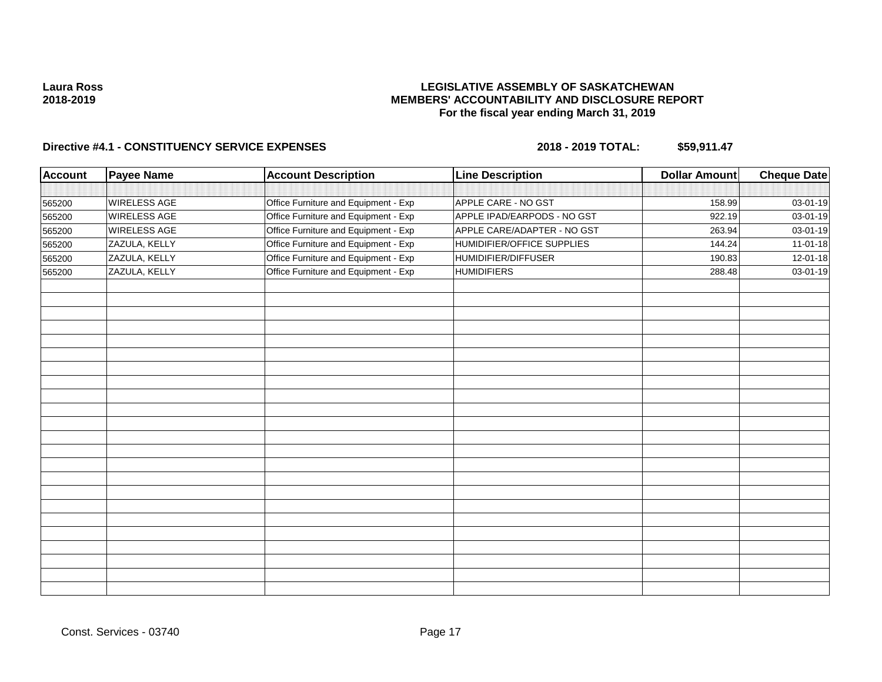**Laura Ross**
**2018-2019**

**LEGISLATIVE ASSEMBLY OF SASKATCHEWAN**
**MEMBERS' ACCOUNTABILITY AND DISCLOSURE REPORT**
**For the fiscal year ending March 31, 2019**

**Directive #4.1 - CONSTITUENCY SERVICE EXPENSES** **2018 - 2019 TOTAL: $59,911.47**

| Account | Payee Name | Account Description | Line Description | Dollar Amount | Cheque Date |
|---|---|---|---|---|---|
| 565200 | WIRELESS AGE | Office Furniture and Equipment - Exp | APPLE CARE - NO GST | 158.99 | 03-01-19 |
| 565200 | WIRELESS AGE | Office Furniture and Equipment - Exp | APPLE IPAD/EARPODS - NO GST | 922.19 | 03-01-19 |
| 565200 | WIRELESS AGE | Office Furniture and Equipment - Exp | APPLE CARE/ADAPTER - NO GST | 263.94 | 03-01-19 |
| 565200 | ZAZULA, KELLY | Office Furniture and Equipment - Exp | HUMIDIFIER/OFFICE SUPPLIES | 144.24 | 11-01-18 |
| 565200 | ZAZULA, KELLY | Office Furniture and Equipment - Exp | HUMIDIFIER/DIFFUSER | 190.83 | 12-01-18 |
| 565200 | ZAZULA, KELLY | Office Furniture and Equipment - Exp | HUMIDIFIERS | 288.48 | 03-01-19 |

Const. Services - 03740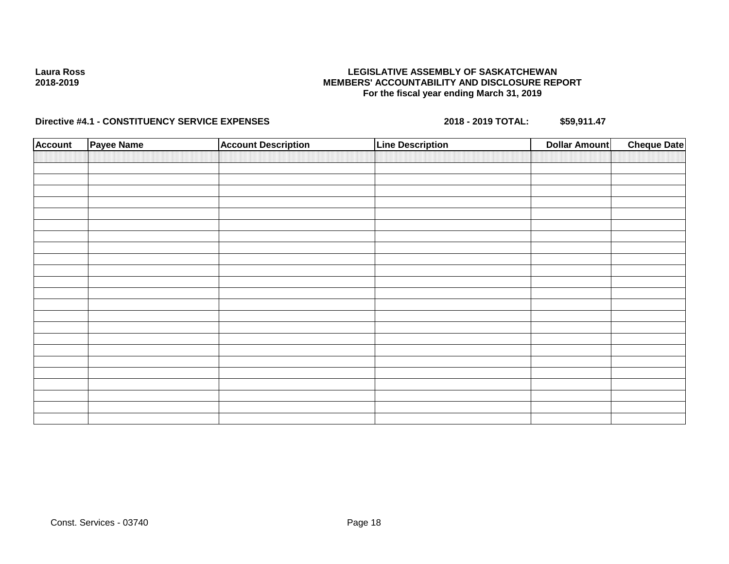**Laura Ross**
**2018-2019**

**LEGISLATIVE ASSEMBLY OF SASKATCHEWAN**
**MEMBERS' ACCOUNTABILITY AND DISCLOSURE REPORT**
**For the fiscal year ending March 31, 2019**

**Directive #4.1 - CONSTITUENCY SERVICE EXPENSES** **2018 - 2019 TOTAL: $59,911.47**

| Account | Payee Name | Account Description | Line Description | Dollar Amount | Cheque Date |
|---|---|---|---|---|---|
| | | | | | |

Const. Services - 03740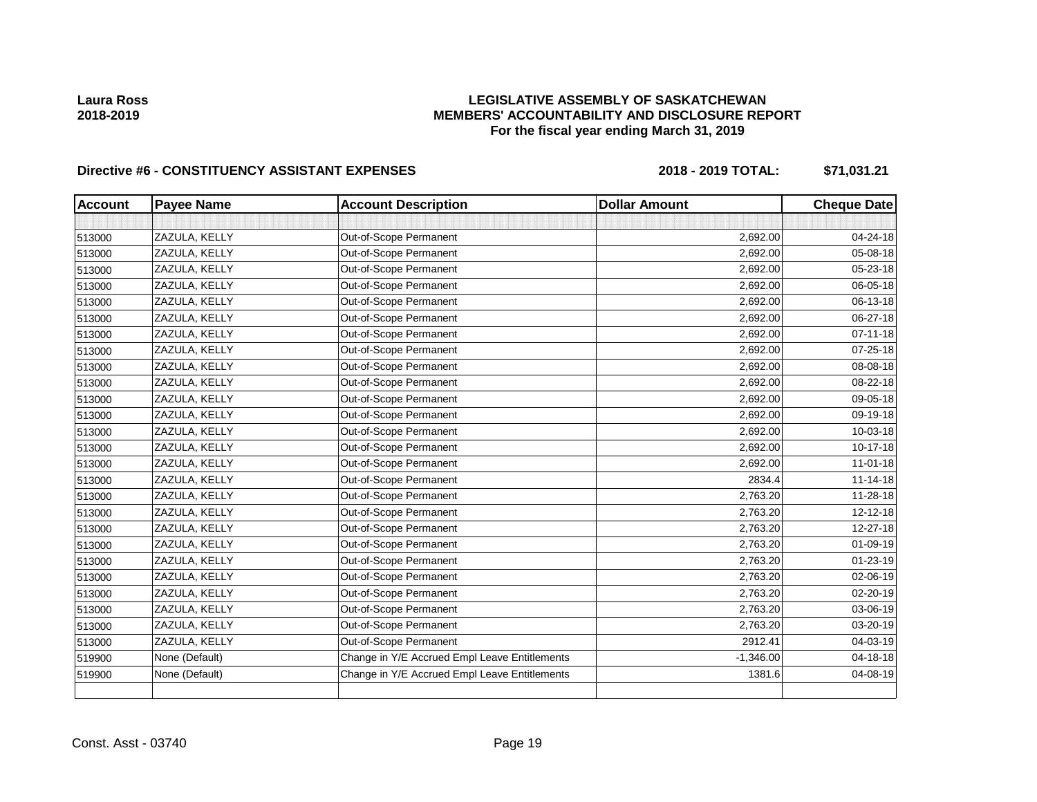**Laura Ross**
**2018-2019**

# LEGISLATIVE ASSEMBLY OF SASKATCHEWAN
## MEMBERS' ACCOUNTABILITY AND DISCLOSURE REPORT
### For the fiscal year ending March 31, 2019

**Directive #6 - CONSTITUENCY ASSISTANT EXPENSES** **2018 - 2019 TOTAL: $71,031.21**

| Account | Payee Name | Account Description | Dollar Amount | Cheque Date |
|---|---|---|---|---|
| | | | | |
| 513000 | ZAZULA, KELLY | Out-of-Scope Permanent | 2,692.00 | 04-24-18 |
| 513000 | ZAZULA, KELLY | Out-of-Scope Permanent | 2,692.00 | 05-08-18 |
| 513000 | ZAZULA, KELLY | Out-of-Scope Permanent | 2,692.00 | 05-23-18 |
| 513000 | ZAZULA, KELLY | Out-of-Scope Permanent | 2,692.00 | 06-05-18 |
| 513000 | ZAZULA, KELLY | Out-of-Scope Permanent | 2,692.00 | 06-13-18 |
| 513000 | ZAZULA, KELLY | Out-of-Scope Permanent | 2,692.00 | 06-27-18 |
| 513000 | ZAZULA, KELLY | Out-of-Scope Permanent | 2,692.00 | 07-11-18 |
| 513000 | ZAZULA, KELLY | Out-of-Scope Permanent | 2,692.00 | 07-25-18 |
| 513000 | ZAZULA, KELLY | Out-of-Scope Permanent | 2,692.00 | 08-08-18 |
| 513000 | ZAZULA, KELLY | Out-of-Scope Permanent | 2,692.00 | 08-22-18 |
| 513000 | ZAZULA, KELLY | Out-of-Scope Permanent | 2,692.00 | 09-05-18 |
| 513000 | ZAZULA, KELLY | Out-of-Scope Permanent | 2,692.00 | 09-19-18 |
| 513000 | ZAZULA, KELLY | Out-of-Scope Permanent | 2,692.00 | 10-03-18 |
| 513000 | ZAZULA, KELLY | Out-of-Scope Permanent | 2,692.00 | 10-17-18 |
| 513000 | ZAZULA, KELLY | Out-of-Scope Permanent | 2,692.00 | 11-01-18 |
| 513000 | ZAZULA, KELLY | Out-of-Scope Permanent | 2834.4 | 11-14-18 |
| 513000 | ZAZULA, KELLY | Out-of-Scope Permanent | 2,763.20 | 11-28-18 |
| 513000 | ZAZULA, KELLY | Out-of-Scope Permanent | 2,763.20 | 12-12-18 |
| 513000 | ZAZULA, KELLY | Out-of-Scope Permanent | 2,763.20 | 12-27-18 |
| 513000 | ZAZULA, KELLY | Out-of-Scope Permanent | 2,763.20 | 01-09-19 |
| 513000 | ZAZULA, KELLY | Out-of-Scope Permanent | 2,763.20 | 01-23-19 |
| 513000 | ZAZULA, KELLY | Out-of-Scope Permanent | 2,763.20 | 02-06-19 |
| 513000 | ZAZULA, KELLY | Out-of-Scope Permanent | 2,763.20 | 02-20-19 |
| 513000 | ZAZULA, KELLY | Out-of-Scope Permanent | 2,763.20 | 03-06-19 |
| 513000 | ZAZULA, KELLY | Out-of-Scope Permanent | 2,763.20 | 03-20-19 |
| 513000 | ZAZULA, KELLY | Out-of-Scope Permanent | 2912.41 | 04-03-19 |
| 519900 | None (Default) | Change in Y/E Accrued Empl Leave Entitlements | -1,346.00 | 04-18-18 |
| 519900 | None (Default) | Change in Y/E Accrued Empl Leave Entitlements | 1381.6 | 04-08-19 |
| | | | | |

Const. Asst - 03740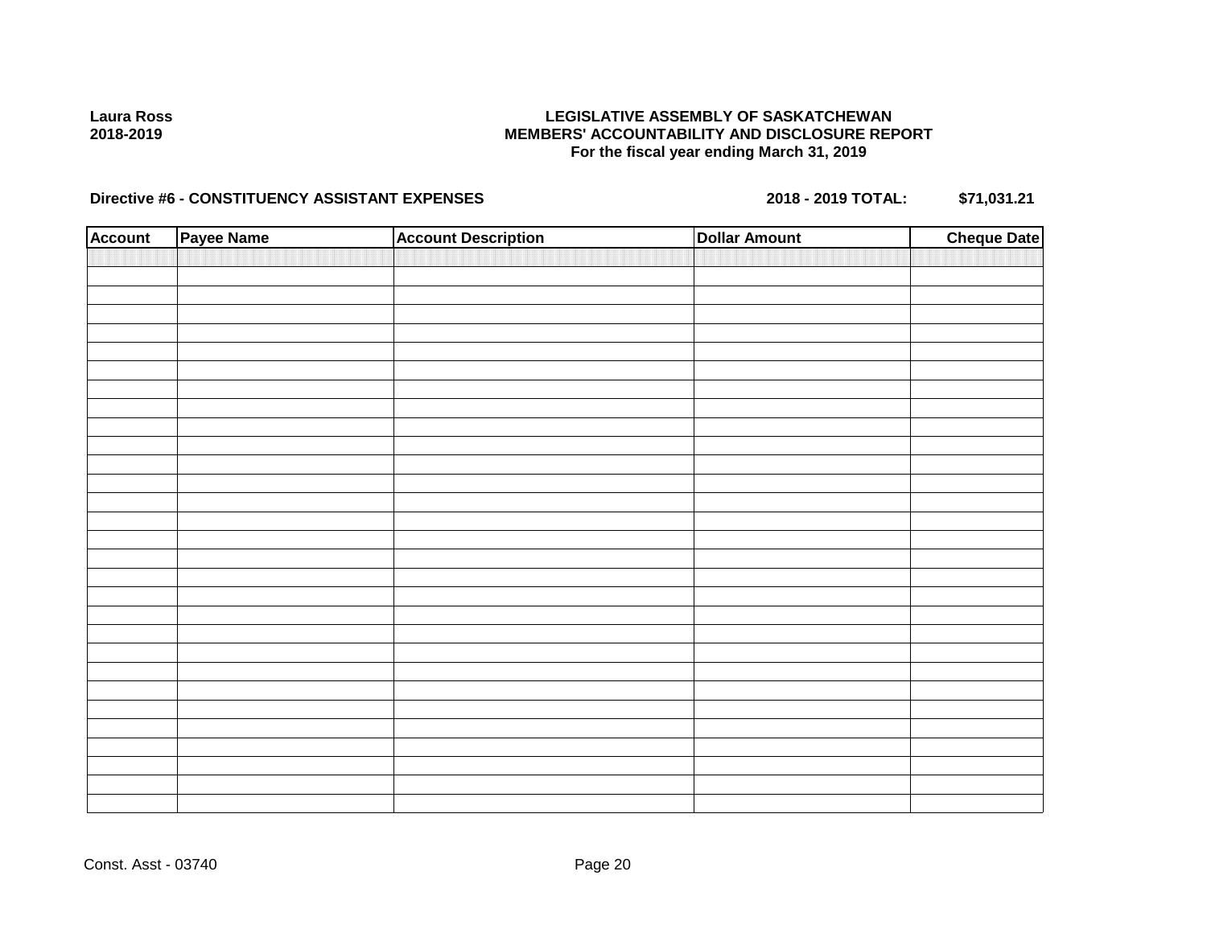Laura Ross
2018-2019

**LEGISLATIVE ASSEMBLY OF SASKATCHEWAN**
**MEMBERS' ACCOUNTABILITY AND DISCLOSURE REPORT**
**For the fiscal year ending March 31, 2019**

**Directive #6 - CONSTITUENCY ASSISTANT EXPENSES** **2018 - 2019 TOTAL: $71,031.21**

| Account | Payee Name | Account Description | Dollar Amount | Cheque Date |
|---|---|---|---|---|
| | | | | |

Const. Asst - 03740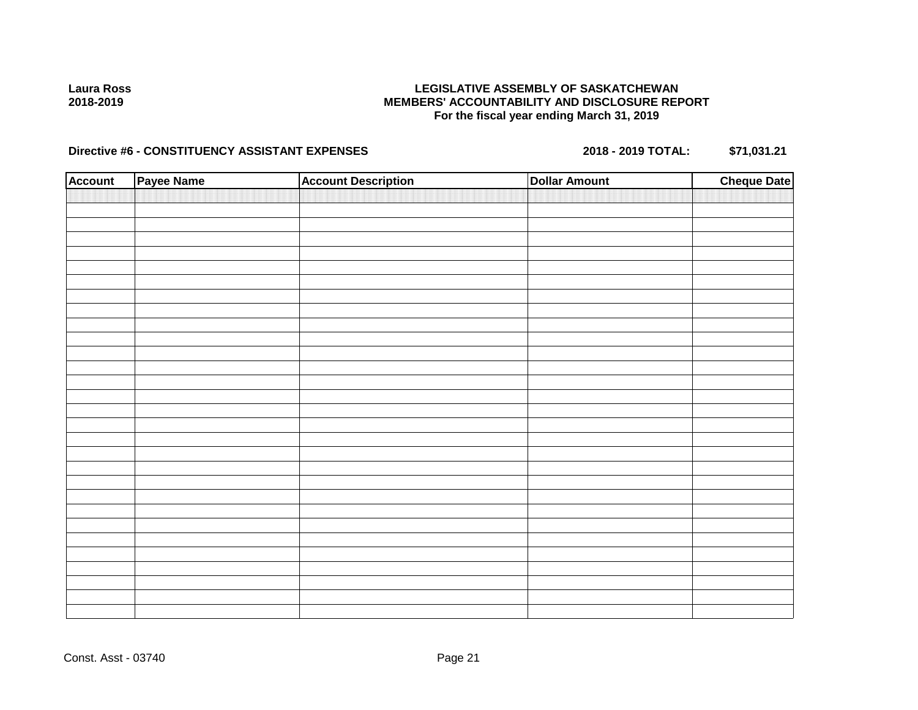**Laura Ross**
**2018-2019**

**LEGISLATIVE ASSEMBLY OF SASKATCHEWAN**
**MEMBERS' ACCOUNTABILITY AND DISCLOSURE REPORT**
**For the fiscal year ending March 31, 2019**

**Directive #6 - CONSTITUENCY ASSISTANT EXPENSES** **2018 - 2019 TOTAL: $71,031.21**

| Account | Payee Name | Account Description | Dollar Amount | Cheque Date |
|---|---|---|---|---|
| | | | | |

Const. Asst - 03740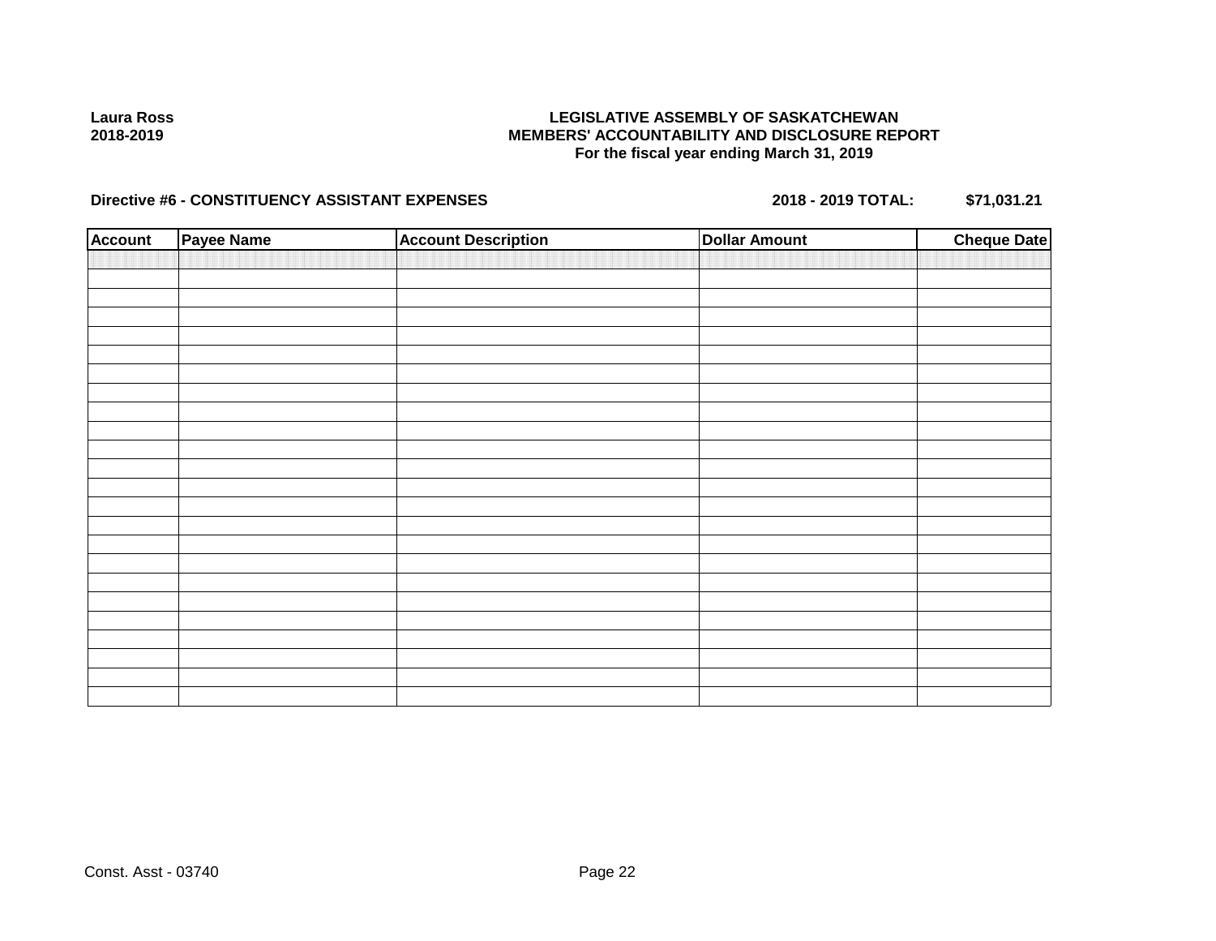Laura Ross
2018-2019

**LEGISLATIVE ASSEMBLY OF SASKATCHEWAN**
**MEMBERS' ACCOUNTABILITY AND DISCLOSURE REPORT**
**For the fiscal year ending March 31, 2019**

**Directive #6 - CONSTITUENCY ASSISTANT EXPENSES** **2018 - 2019 TOTAL: $71,031.21**

| Account | Payee Name | Account Description | Dollar Amount | Cheque Date |
|---|---|---|---|---|
| | | | | |

Const. Asst - 03740